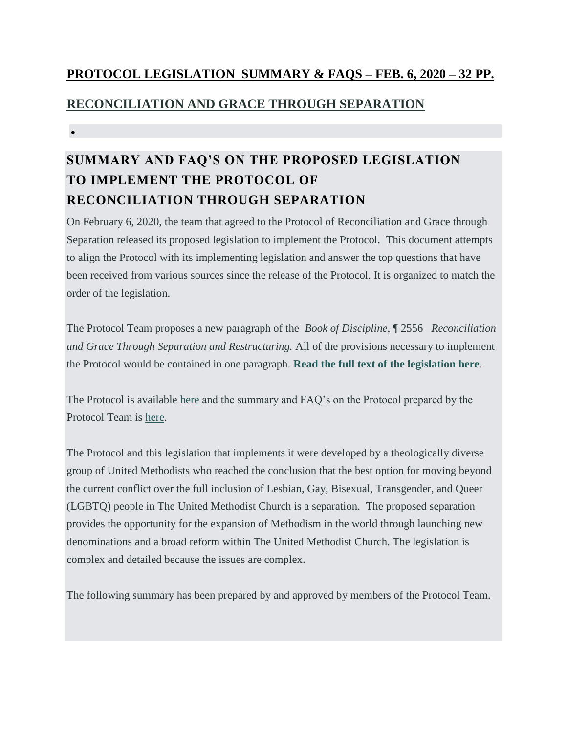## PROTOCOL LEGISLATION SUMMARY & FAQS – FEB. 6, 2020 – 32 PP.

## RECONCILIATION AND GRACE THROUGH SEPARATION

# SUMMARY AND FAQ'S ON THE PROPOSED LEGISLATION TO IMPLEMENT THE PROTOCOL OF RECONCILIATION THROUGH SEPARATION

On February 6, 2020, the team that agreed to the Protocol of Reconciliation and Grace through Separation released its proposed legislation to implement the Protocol. This document attempts to align the Protocol with its implementing legislation and answer the top questions that have been received from various sources since the release of the Protocol. It is organized to match the order of the legislation.

The Protocol Team proposes a new paragraph of the *Book of Discipline*, ¶ 2556 –*Reconciliation and Grace Through Separation and Restructuring.* All of the provisions necessary to implement the Protocol would be contained in one paragraph. **Read the full text of the legislation here**.

The Protocol is available here and the summary and FAQ's on the Protocol prepared by the Protocol Team is here.

The Protocol and this legislation that implements it were developed by a theologically diverse group of United Methodists who reached the conclusion that the best option for moving beyond the current conflict over the full inclusion of Lesbian, Gay, Bisexual, Transgender, and Queer (LGBTQ) people in The United Methodist Church is a separation. The proposed separation provides the opportunity for the expansion of Methodism in the world through launching new denominations and a broad reform within The United Methodist Church. The legislation is complex and detailed because the issues are complex.

The following summary has been prepared by and approved by members of the Protocol Team.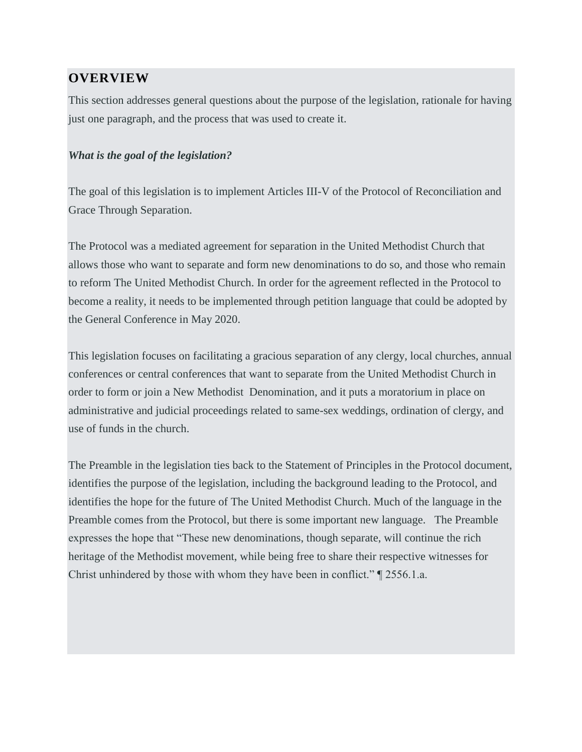## OVERVIEW

This section addresses general questions about the purpose of the legislation, rationale for having just one paragraph, and the process that was used to create it.

***What is the goal of the legislation?***

The goal of this legislation is to implement Articles III-V of the Protocol of Reconciliation and Grace Through Separation.

The Protocol was a mediated agreement for separation in the United Methodist Church that allows those who want to separate and form new denominations to do so, and those who remain to reform The United Methodist Church. In order for the agreement reflected in the Protocol to become a reality, it needs to be implemented through petition language that could be adopted by the General Conference in May 2020.

This legislation focuses on facilitating a gracious separation of any clergy, local churches, annual conferences or central conferences that want to separate from the United Methodist Church in order to form or join a New Methodist Denomination, and it puts a moratorium in place on administrative and judicial proceedings related to same-sex weddings, ordination of clergy, and use of funds in the church.

The Preamble in the legislation ties back to the Statement of Principles in the Protocol document, identifies the purpose of the legislation, including the background leading to the Protocol, and identifies the hope for the future of The United Methodist Church. Much of the language in the Preamble comes from the Protocol, but there is some important new language. The Preamble expresses the hope that "These new denominations, though separate, will continue the rich heritage of the Methodist movement, while being free to share their respective witnesses for Christ unhindered by those with whom they have been in conflict." ¶ 2556.1.a.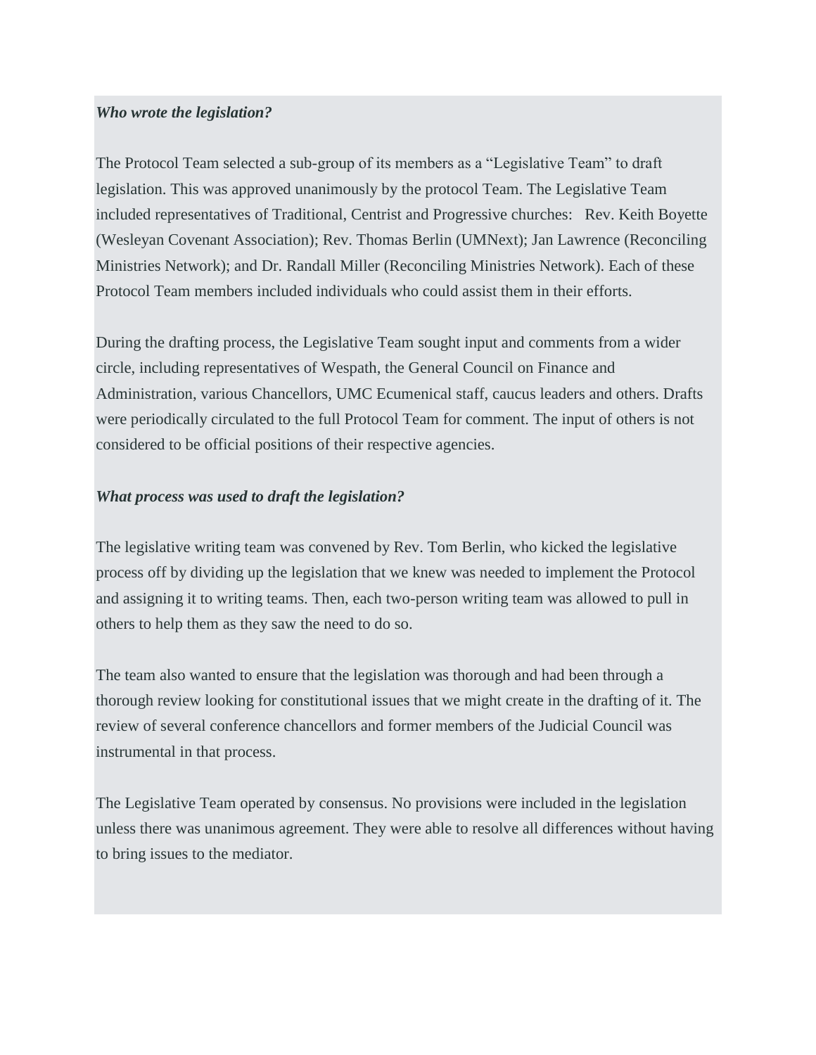***Who wrote the legislation?***

The Protocol Team selected a sub-group of its members as a "Legislative Team" to draft legislation. This was approved unanimously by the protocol Team. The Legislative Team included representatives of Traditional, Centrist and Progressive churches:   Rev. Keith Boyette (Wesleyan Covenant Association); Rev. Thomas Berlin (UMNext); Jan Lawrence (Reconciling Ministries Network); and Dr. Randall Miller (Reconciling Ministries Network). Each of these Protocol Team members included individuals who could assist them in their efforts.

During the drafting process, the Legislative Team sought input and comments from a wider circle, including representatives of Wespath, the General Council on Finance and Administration, various Chancellors, UMC Ecumenical staff, caucus leaders and others. Drafts were periodically circulated to the full Protocol Team for comment. The input of others is not considered to be official positions of their respective agencies.

***What process was used to draft the legislation?***

The legislative writing team was convened by Rev. Tom Berlin, who kicked the legislative process off by dividing up the legislation that we knew was needed to implement the Protocol and assigning it to writing teams. Then, each two-person writing team was allowed to pull in others to help them as they saw the need to do so.

The team also wanted to ensure that the legislation was thorough and had been through a thorough review looking for constitutional issues that we might create in the drafting of it. The review of several conference chancellors and former members of the Judicial Council was instrumental in that process.

The Legislative Team operated by consensus. No provisions were included in the legislation unless there was unanimous agreement. They were able to resolve all differences without having to bring issues to the mediator.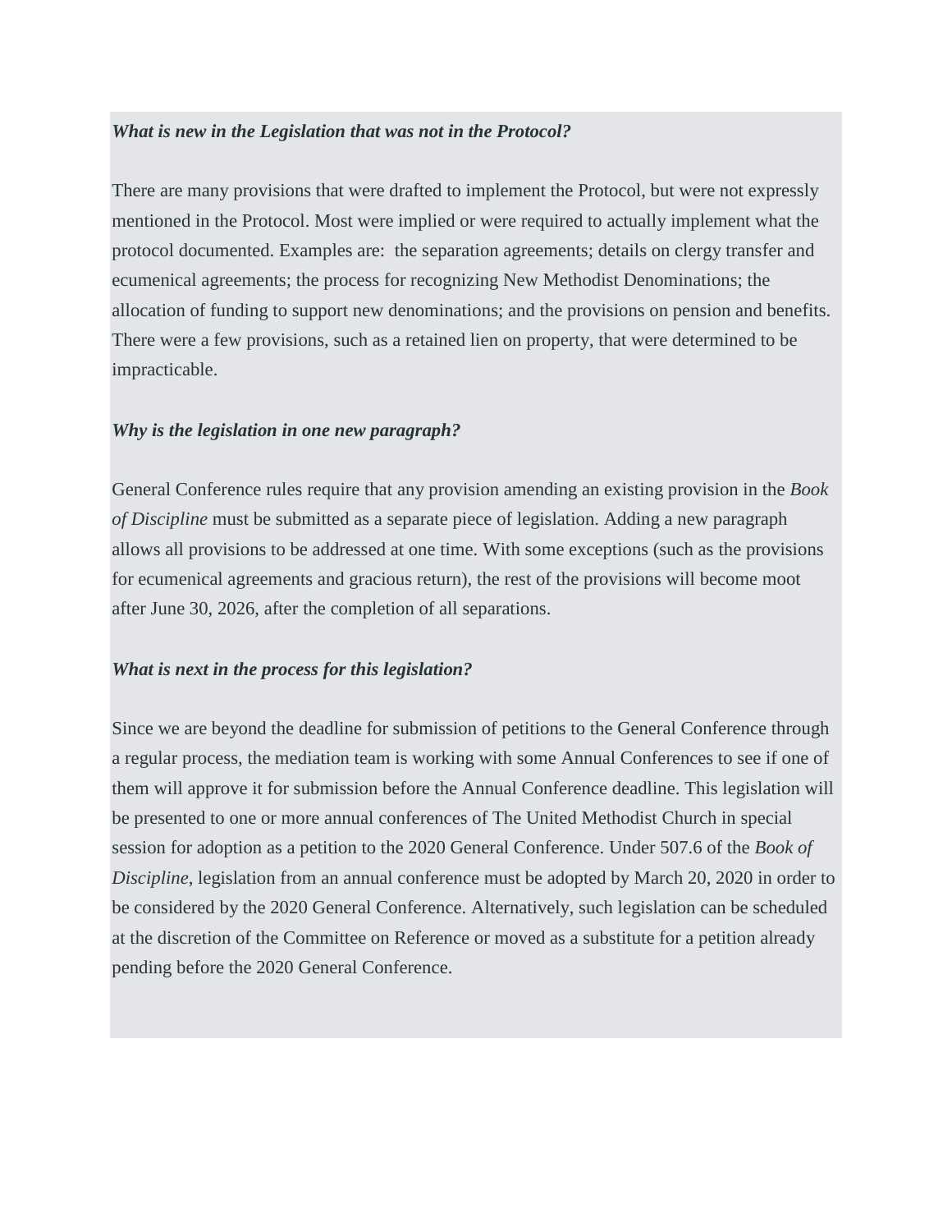***What is new in the Legislation that was not in the Protocol?***

There are many provisions that were drafted to implement the Protocol, but were not expressly mentioned in the Protocol. Most were implied or were required to actually implement what the protocol documented. Examples are:  the separation agreements; details on clergy transfer and ecumenical agreements; the process for recognizing New Methodist Denominations; the allocation of funding to support new denominations; and the provisions on pension and benefits. There were a few provisions, such as a retained lien on property, that were determined to be impracticable.

***Why is the legislation in one new paragraph?***

General Conference rules require that any provision amending an existing provision in the *Book of Discipline* must be submitted as a separate piece of legislation. Adding a new paragraph allows all provisions to be addressed at one time. With some exceptions (such as the provisions for ecumenical agreements and gracious return), the rest of the provisions will become moot after June 30, 2026, after the completion of all separations.

***What is next in the process for this legislation?***

Since we are beyond the deadline for submission of petitions to the General Conference through a regular process, the mediation team is working with some Annual Conferences to see if one of them will approve it for submission before the Annual Conference deadline. This legislation will be presented to one or more annual conferences of The United Methodist Church in special session for adoption as a petition to the 2020 General Conference. Under 507.6 of the *Book of Discipline*, legislation from an annual conference must be adopted by March 20, 2020 in order to be considered by the 2020 General Conference. Alternatively, such legislation can be scheduled at the discretion of the Committee on Reference or moved as a substitute for a petition already pending before the 2020 General Conference.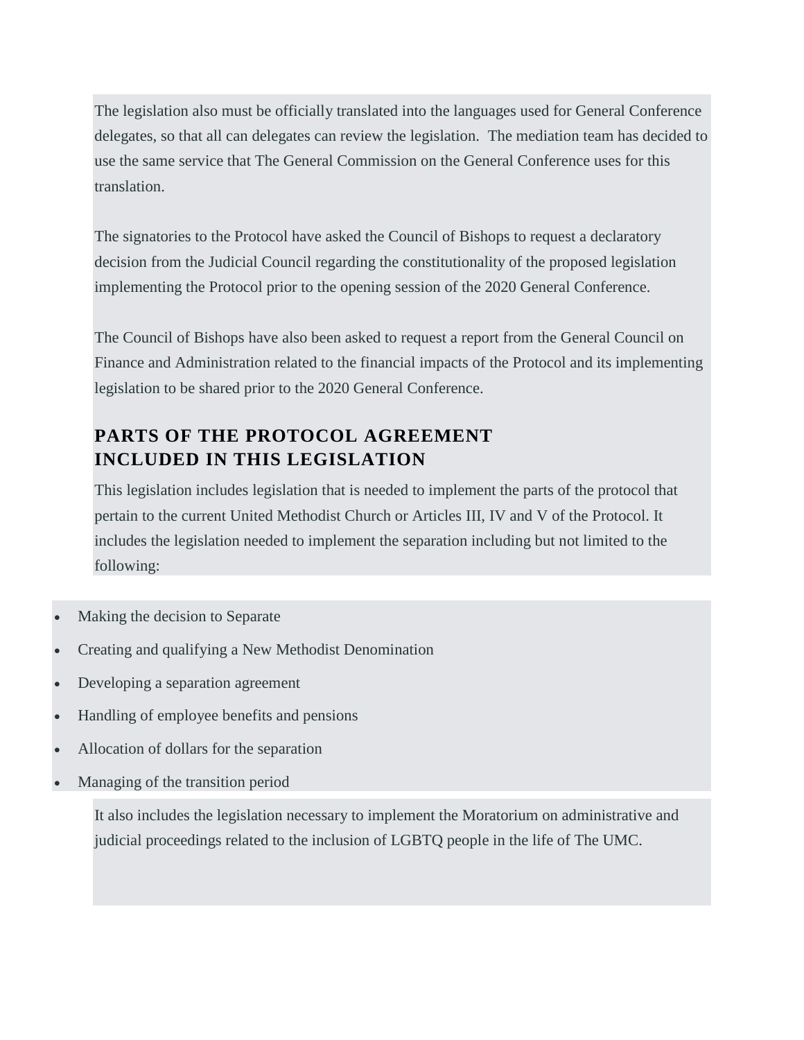The legislation also must be officially translated into the languages used for General Conference delegates, so that all can delegates can review the legislation.  The mediation team has decided to use the same service that The General Commission on the General Conference uses for this translation.

The signatories to the Protocol have asked the Council of Bishops to request a declaratory decision from the Judicial Council regarding the constitutionality of the proposed legislation implementing the Protocol prior to the opening session of the 2020 General Conference.

The Council of Bishops have also been asked to request a report from the General Council on Finance and Administration related to the financial impacts of the Protocol and its implementing legislation to be shared prior to the 2020 General Conference.

## PARTS OF THE PROTOCOL AGREEMENT INCLUDED IN THIS LEGISLATION

This legislation includes legislation that is needed to implement the parts of the protocol that pertain to the current United Methodist Church or Articles III, IV and V of the Protocol. It includes the legislation needed to implement the separation including but not limited to the following:

- Making the decision to Separate
- Creating and qualifying a New Methodist Denomination
- Developing a separation agreement
- Handling of employee benefits and pensions
- Allocation of dollars for the separation
- Managing of the transition period

It also includes the legislation necessary to implement the Moratorium on administrative and judicial proceedings related to the inclusion of LGBTQ people in the life of The UMC.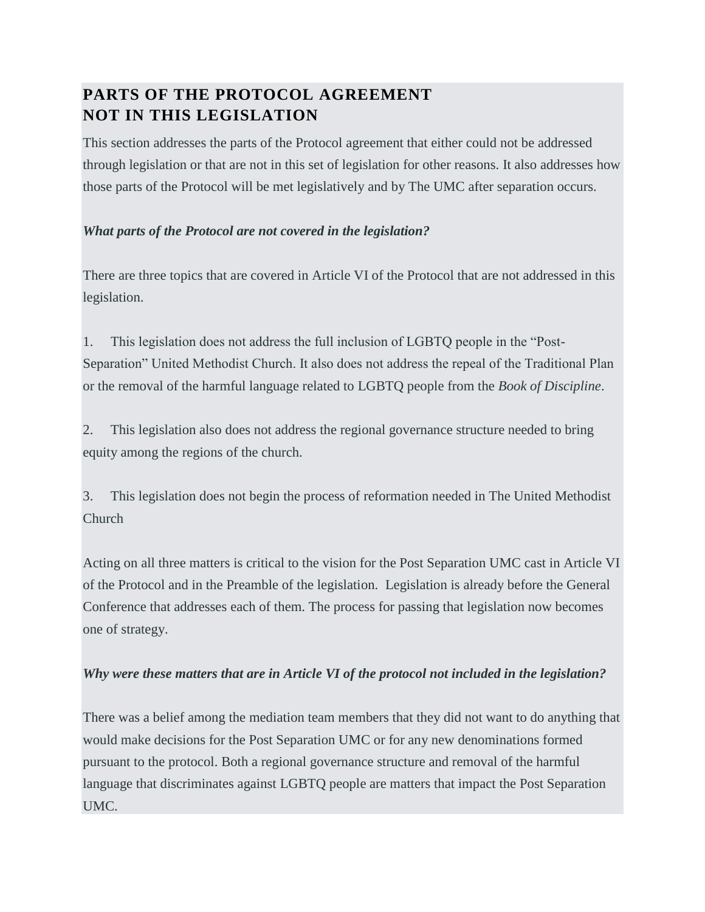## PARTS OF THE PROTOCOL AGREEMENT NOT IN THIS LEGISLATION

This section addresses the parts of the Protocol agreement that either could not be addressed through legislation or that are not in this set of legislation for other reasons. It also addresses how those parts of the Protocol will be met legislatively and by The UMC after separation occurs.

***What parts of the Protocol are not covered in the legislation?***

There are three topics that are covered in Article VI of the Protocol that are not addressed in this legislation.

1. This legislation does not address the full inclusion of LGBTQ people in the "Post-Separation" United Methodist Church. It also does not address the repeal of the Traditional Plan or the removal of the harmful language related to LGBTQ people from the *Book of Discipline*.

2. This legislation also does not address the regional governance structure needed to bring equity among the regions of the church.

3. This legislation does not begin the process of reformation needed in The United Methodist Church

Acting on all three matters is critical to the vision for the Post Separation UMC cast in Article VI of the Protocol and in the Preamble of the legislation. Legislation is already before the General Conference that addresses each of them. The process for passing that legislation now becomes one of strategy.

***Why were these matters that are in Article VI of the protocol not included in the legislation?***

There was a belief among the mediation team members that they did not want to do anything that would make decisions for the Post Separation UMC or for any new denominations formed pursuant to the protocol. Both a regional governance structure and removal of the harmful language that discriminates against LGBTQ people are matters that impact the Post Separation UMC.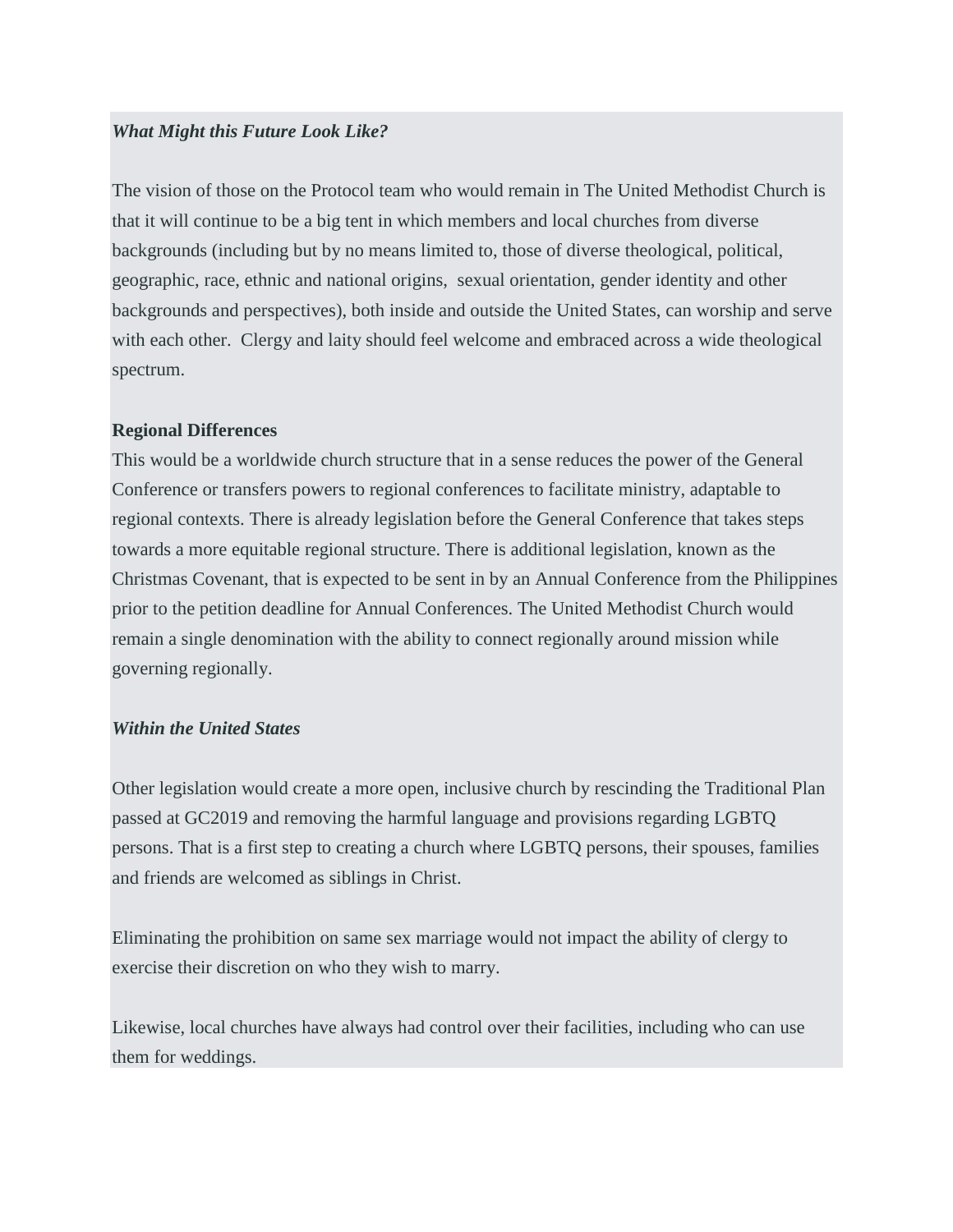***What Might this Future Look Like?***

The vision of those on the Protocol team who would remain in The United Methodist Church is that it will continue to be a big tent in which members and local churches from diverse backgrounds (including but by no means limited to, those of diverse theological, political, geographic, race, ethnic and national origins, sexual orientation, gender identity and other backgrounds and perspectives), both inside and outside the United States, can worship and serve with each other. Clergy and laity should feel welcome and embraced across a wide theological spectrum.

**Regional Differences**

This would be a worldwide church structure that in a sense reduces the power of the General Conference or transfers powers to regional conferences to facilitate ministry, adaptable to regional contexts. There is already legislation before the General Conference that takes steps towards a more equitable regional structure. There is additional legislation, known as the Christmas Covenant, that is expected to be sent in by an Annual Conference from the Philippines prior to the petition deadline for Annual Conferences. The United Methodist Church would remain a single denomination with the ability to connect regionally around mission while governing regionally.

***Within the United States***

Other legislation would create a more open, inclusive church by rescinding the Traditional Plan passed at GC2019 and removing the harmful language and provisions regarding LGBTQ persons. That is a first step to creating a church where LGBTQ persons, their spouses, families and friends are welcomed as siblings in Christ.

Eliminating the prohibition on same sex marriage would not impact the ability of clergy to exercise their discretion on who they wish to marry.

Likewise, local churches have always had control over their facilities, including who can use them for weddings.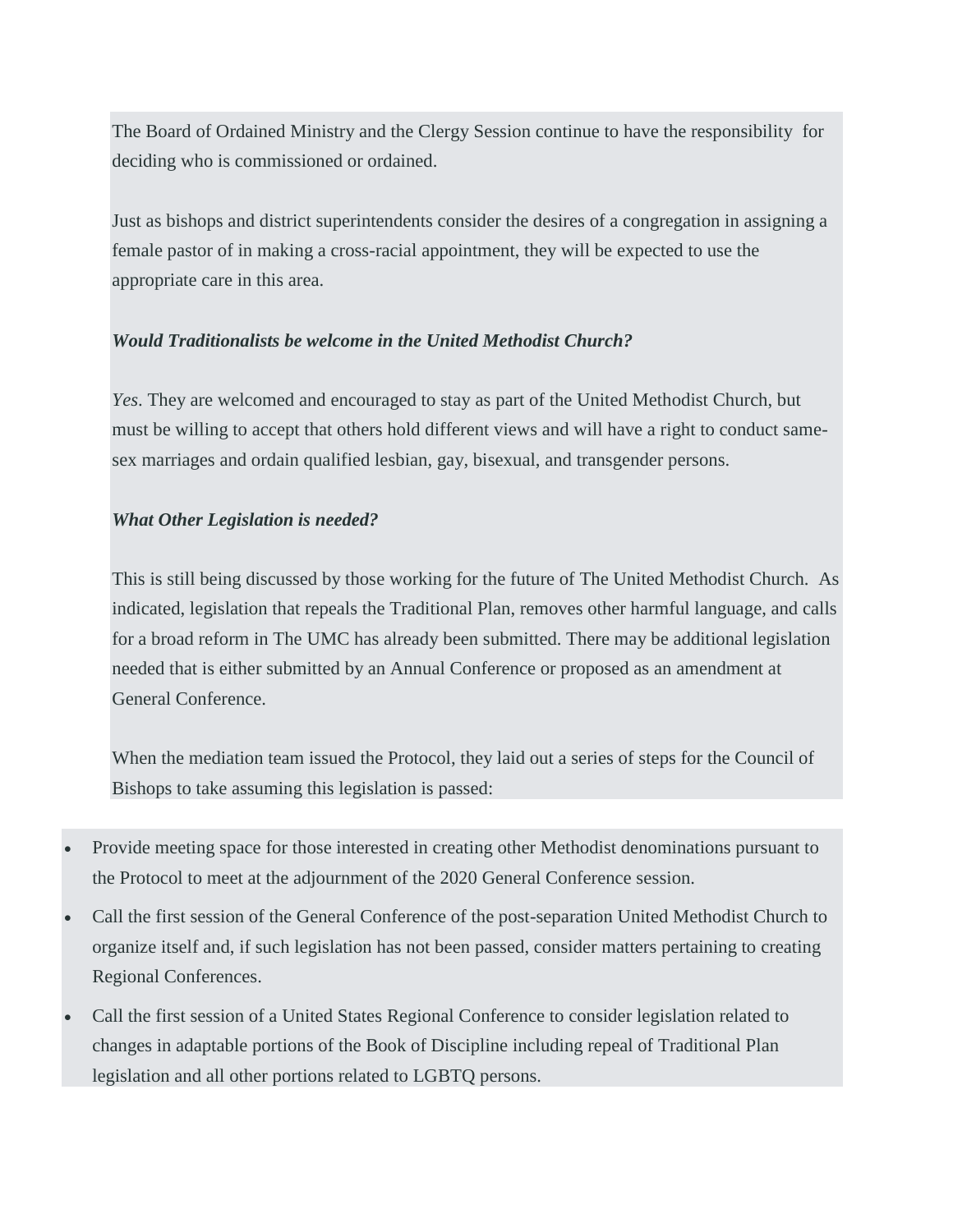The Board of Ordained Ministry and the Clergy Session continue to have the responsibility for deciding who is commissioned or ordained.

Just as bishops and district superintendents consider the desires of a congregation in assigning a female pastor of in making a cross-racial appointment, they will be expected to use the appropriate care in this area.

***Would Traditionalists be welcome in the United Methodist Church?***

*Yes*. They are welcomed and encouraged to stay as part of the United Methodist Church, but must be willing to accept that others hold different views and will have a right to conduct same-sex marriages and ordain qualified lesbian, gay, bisexual, and transgender persons.

***What Other Legislation is needed?***

This is still being discussed by those working for the future of The United Methodist Church. As indicated, legislation that repeals the Traditional Plan, removes other harmful language, and calls for a broad reform in The UMC has already been submitted. There may be additional legislation needed that is either submitted by an Annual Conference or proposed as an amendment at General Conference.

When the mediation team issued the Protocol, they laid out a series of steps for the Council of Bishops to take assuming this legislation is passed:

- Provide meeting space for those interested in creating other Methodist denominations pursuant to the Protocol to meet at the adjournment of the 2020 General Conference session.
- Call the first session of the General Conference of the post-separation United Methodist Church to organize itself and, if such legislation has not been passed, consider matters pertaining to creating Regional Conferences.
- Call the first session of a United States Regional Conference to consider legislation related to changes in adaptable portions of the Book of Discipline including repeal of Traditional Plan legislation and all other portions related to LGBTQ persons.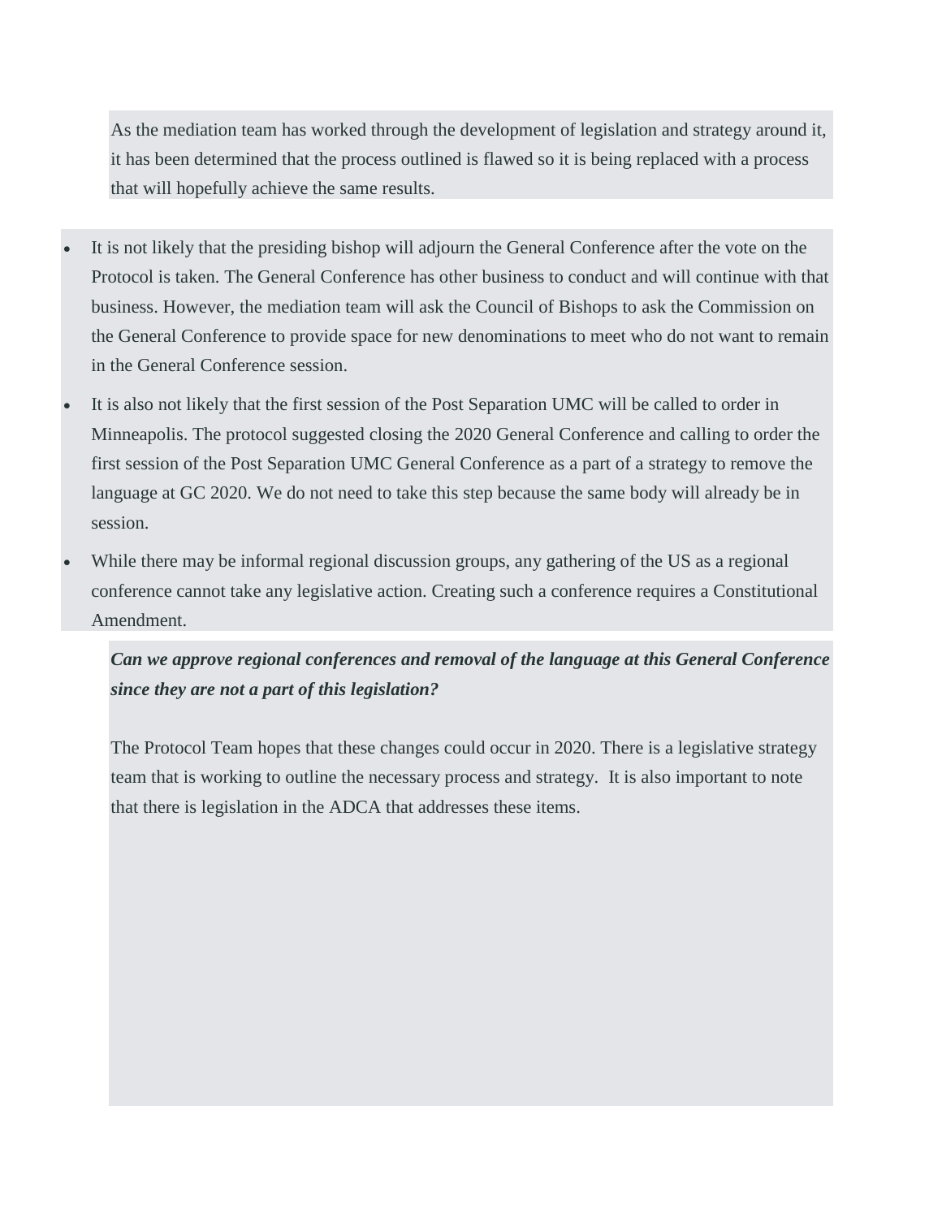As the mediation team has worked through the development of legislation and strategy around it, it has been determined that the process outlined is flawed so it is being replaced with a process that will hopefully achieve the same results.

- It is not likely that the presiding bishop will adjourn the General Conference after the vote on the Protocol is taken. The General Conference has other business to conduct and will continue with that business. However, the mediation team will ask the Council of Bishops to ask the Commission on the General Conference to provide space for new denominations to meet who do not want to remain in the General Conference session.
- It is also not likely that the first session of the Post Separation UMC will be called to order in Minneapolis. The protocol suggested closing the 2020 General Conference and calling to order the first session of the Post Separation UMC General Conference as a part of a strategy to remove the language at GC 2020. We do not need to take this step because the same body will already be in session.
- While there may be informal regional discussion groups, any gathering of the US as a regional conference cannot take any legislative action. Creating such a conference requires a Constitutional Amendment.

***Can we approve regional conferences and removal of the language at this General Conference since they are not a part of this legislation?***

The Protocol Team hopes that these changes could occur in 2020. There is a legislative strategy team that is working to outline the necessary process and strategy. It is also important to note that there is legislation in the ADCA that addresses these items.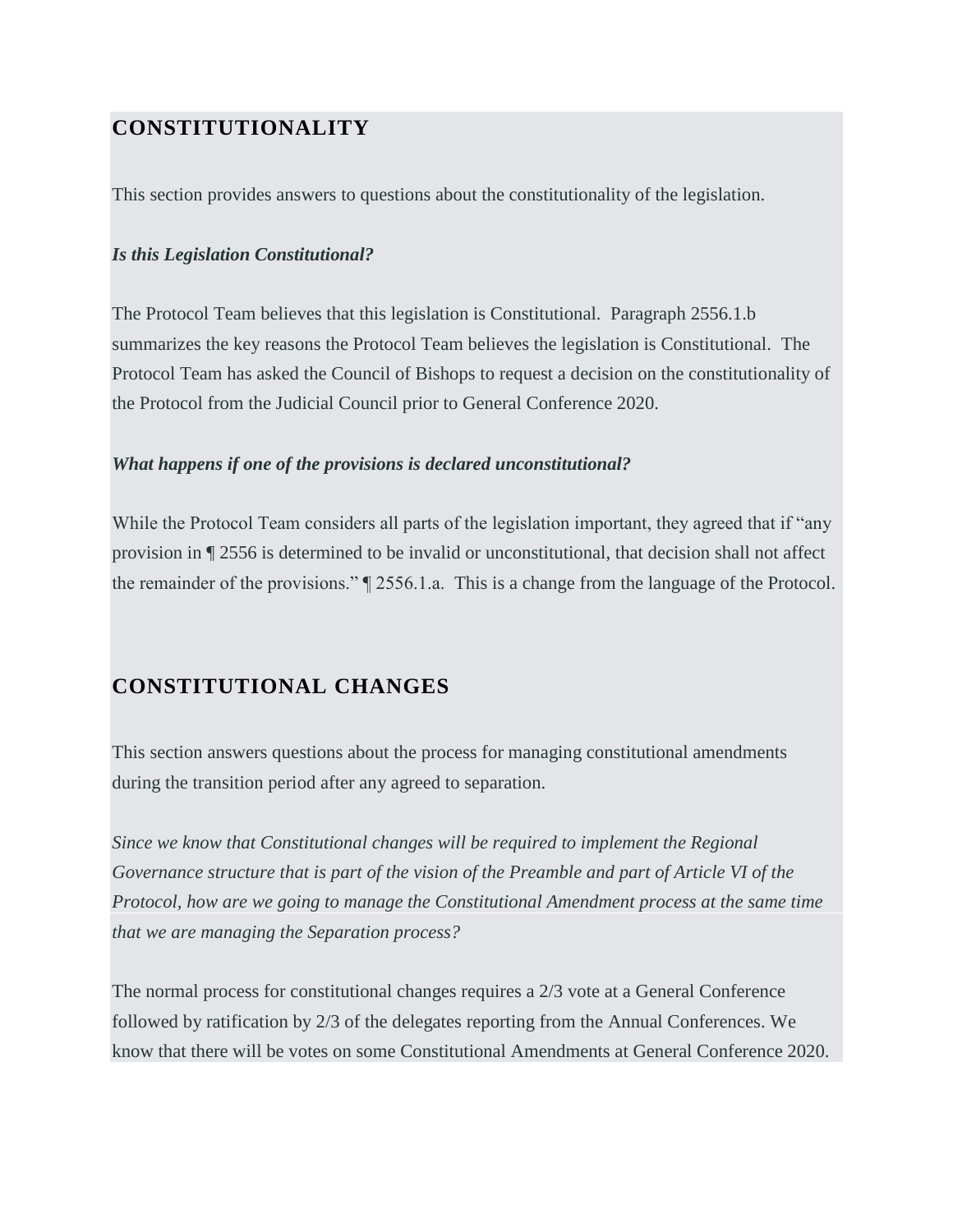## CONSTITUTIONALITY

This section provides answers to questions about the constitutionality of the legislation.

***Is this Legislation Constitutional?***

The Protocol Team believes that this legislation is Constitutional. Paragraph 2556.1.b summarizes the key reasons the Protocol Team believes the legislation is Constitutional. The Protocol Team has asked the Council of Bishops to request a decision on the constitutionality of the Protocol from the Judicial Council prior to General Conference 2020.

***What happens if one of the provisions is declared unconstitutional?***

While the Protocol Team considers all parts of the legislation important, they agreed that if "any provision in ¶ 2556 is determined to be invalid or unconstitutional, that decision shall not affect the remainder of the provisions." ¶ 2556.1.a. This is a change from the language of the Protocol.

## CONSTITUTIONAL CHANGES

This section answers questions about the process for managing constitutional amendments during the transition period after any agreed to separation.

*Since we know that Constitutional changes will be required to implement the Regional Governance structure that is part of the vision of the Preamble and part of Article VI of the Protocol, how are we going to manage the Constitutional Amendment process at the same time that we are managing the Separation process?*

The normal process for constitutional changes requires a 2/3 vote at a General Conference followed by ratification by 2/3 of the delegates reporting from the Annual Conferences. We know that there will be votes on some Constitutional Amendments at General Conference 2020.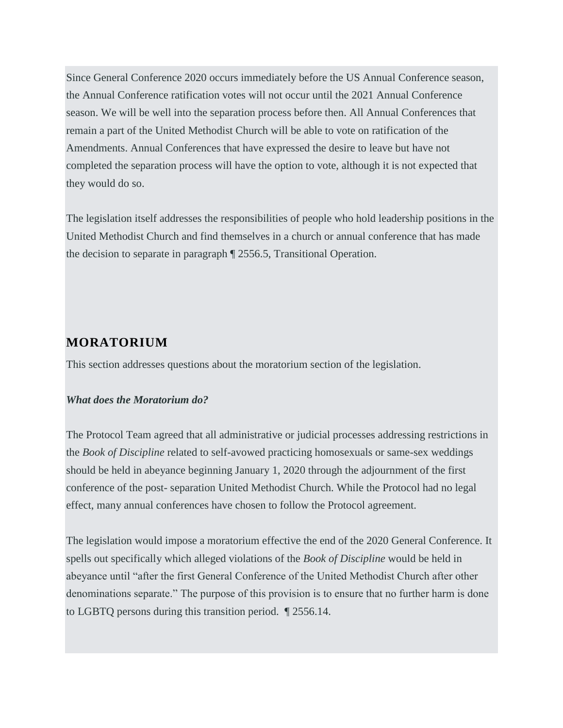Since General Conference 2020 occurs immediately before the US Annual Conference season, the Annual Conference ratification votes will not occur until the 2021 Annual Conference season. We will be well into the separation process before then. All Annual Conferences that remain a part of the United Methodist Church will be able to vote on ratification of the Amendments. Annual Conferences that have expressed the desire to leave but have not completed the separation process will have the option to vote, although it is not expected that they would do so.

The legislation itself addresses the responsibilities of people who hold leadership positions in the United Methodist Church and find themselves in a church or annual conference that has made the decision to separate in paragraph ¶ 2556.5, Transitional Operation.

## MORATORIUM

This section addresses questions about the moratorium section of the legislation.

***What does the Moratorium do?***

The Protocol Team agreed that all administrative or judicial processes addressing restrictions in the *Book of Discipline* related to self-avowed practicing homosexuals or same-sex weddings should be held in abeyance beginning January 1, 2020 through the adjournment of the first conference of the post- separation United Methodist Church. While the Protocol had no legal effect, many annual conferences have chosen to follow the Protocol agreement.

The legislation would impose a moratorium effective the end of the 2020 General Conference. It spells out specifically which alleged violations of the *Book of Discipline* would be held in abeyance until "after the first General Conference of the United Methodist Church after other denominations separate." The purpose of this provision is to ensure that no further harm is done to LGBTQ persons during this transition period. ¶ 2556.14.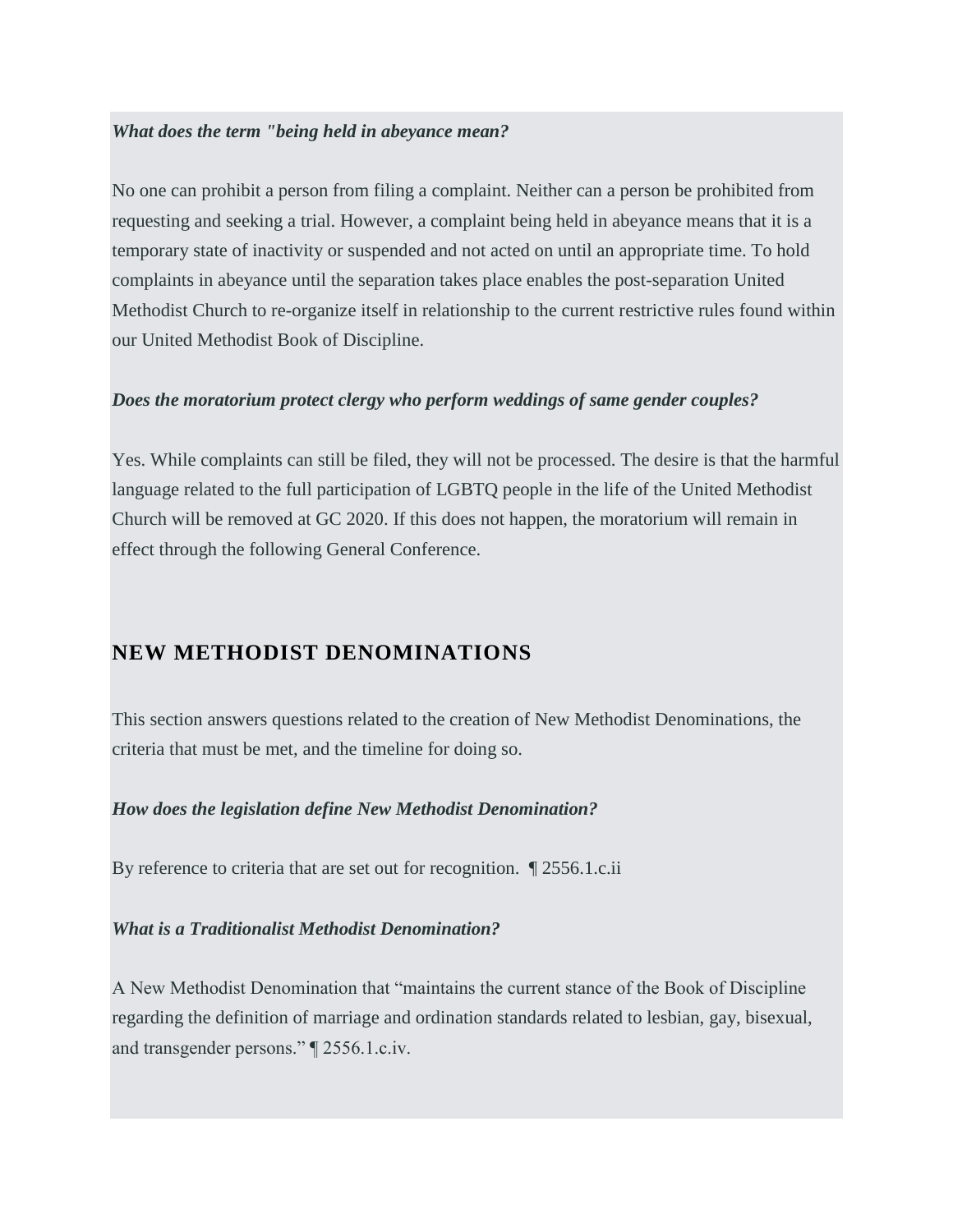***What does the term "being held in abeyance mean?***

No one can prohibit a person from filing a complaint. Neither can a person be prohibited from requesting and seeking a trial. However, a complaint being held in abeyance means that it is a temporary state of inactivity or suspended and not acted on until an appropriate time. To hold complaints in abeyance until the separation takes place enables the post-separation United Methodist Church to re-organize itself in relationship to the current restrictive rules found within our United Methodist Book of Discipline.

***Does the moratorium protect clergy who perform weddings of same gender couples?***

Yes. While complaints can still be filed, they will not be processed. The desire is that the harmful language related to the full participation of LGBTQ people in the life of the United Methodist Church will be removed at GC 2020. If this does not happen, the moratorium will remain in effect through the following General Conference.

## NEW METHODIST DENOMINATIONS

This section answers questions related to the creation of New Methodist Denominations, the criteria that must be met, and the timeline for doing so.

***How does the legislation define New Methodist Denomination?***

By reference to criteria that are set out for recognition. ¶ 2556.1.c.ii

***What is a Traditionalist Methodist Denomination?***

A New Methodist Denomination that "maintains the current stance of the Book of Discipline regarding the definition of marriage and ordination standards related to lesbian, gay, bisexual, and transgender persons." ¶ 2556.1.c.iv.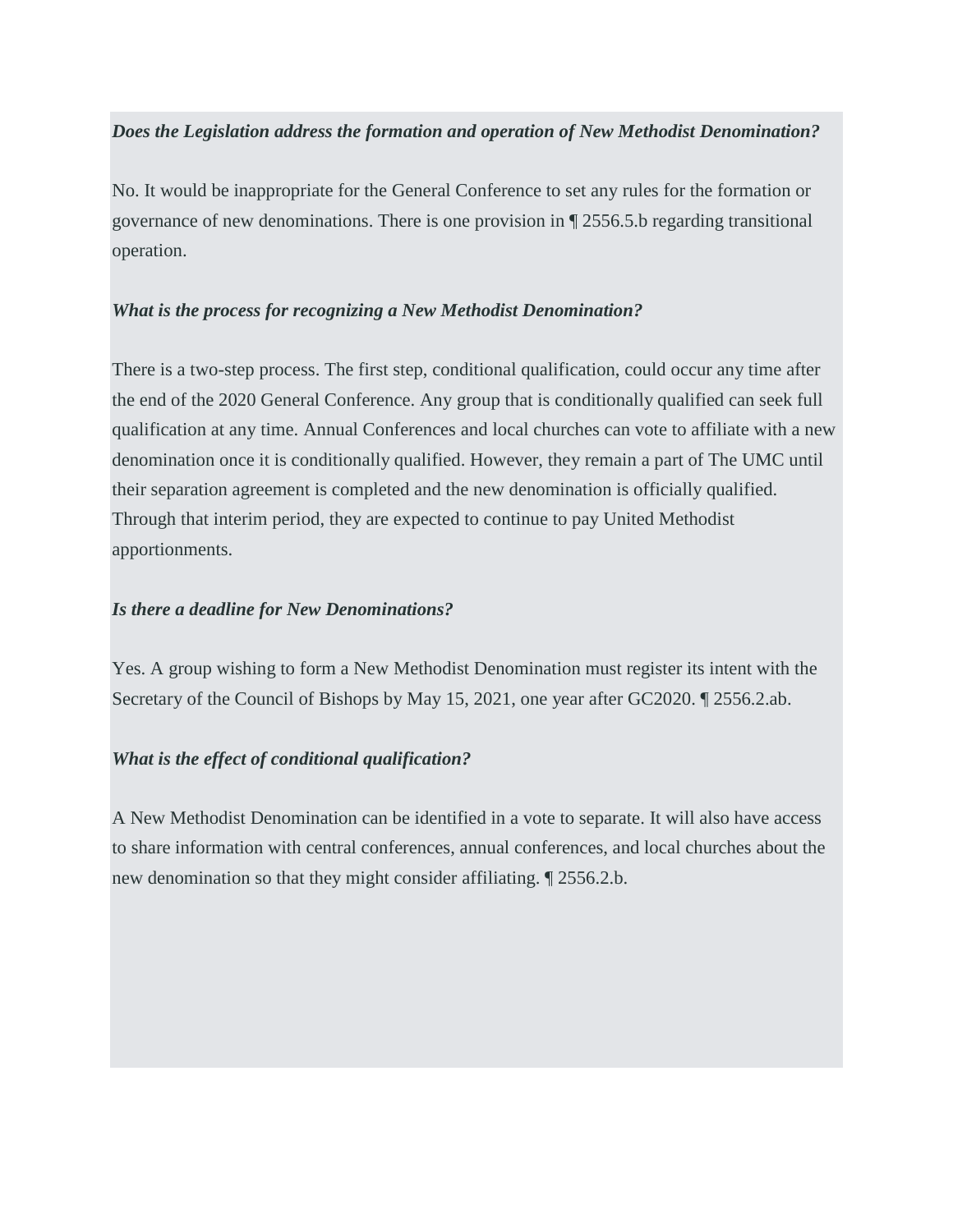***Does the Legislation address the formation and operation of New Methodist Denomination?***

No. It would be inappropriate for the General Conference to set any rules for the formation or governance of new denominations. There is one provision in ¶ 2556.5.b regarding transitional operation.

***What is the process for recognizing a New Methodist Denomination?***

There is a two-step process. The first step, conditional qualification, could occur any time after the end of the 2020 General Conference. Any group that is conditionally qualified can seek full qualification at any time. Annual Conferences and local churches can vote to affiliate with a new denomination once it is conditionally qualified. However, they remain a part of The UMC until their separation agreement is completed and the new denomination is officially qualified. Through that interim period, they are expected to continue to pay United Methodist apportionments.

***Is there a deadline for New Denominations?***

Yes. A group wishing to form a New Methodist Denomination must register its intent with the Secretary of the Council of Bishops by May 15, 2021, one year after GC2020. ¶ 2556.2.ab.

***What is the effect of conditional qualification?***

A New Methodist Denomination can be identified in a vote to separate. It will also have access to share information with central conferences, annual conferences, and local churches about the new denomination so that they might consider affiliating. ¶ 2556.2.b.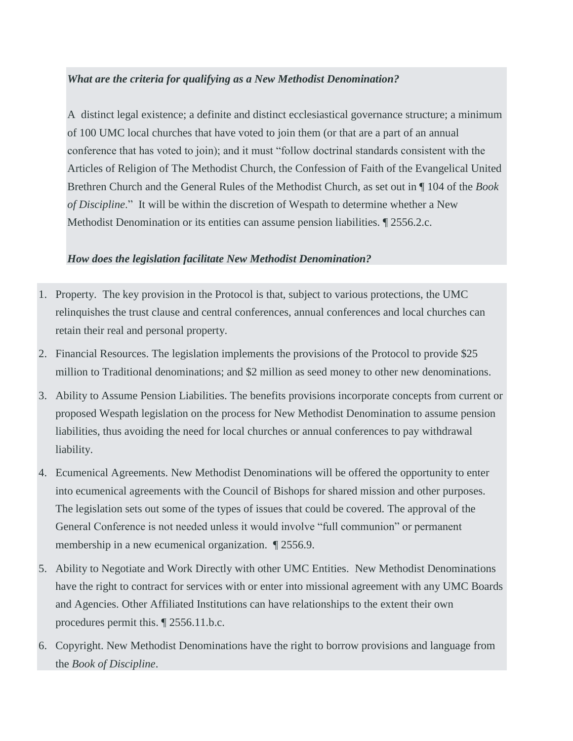***What are the criteria for qualifying as a New Methodist Denomination?***

A distinct legal existence; a definite and distinct ecclesiastical governance structure; a minimum of 100 UMC local churches that have voted to join them (or that are a part of an annual conference that has voted to join); and it must "follow doctrinal standards consistent with the Articles of Religion of The Methodist Church, the Confession of Faith of the Evangelical United Brethren Church and the General Rules of the Methodist Church, as set out in ¶ 104 of the *Book of Discipline*." It will be within the discretion of Wespath to determine whether a New Methodist Denomination or its entities can assume pension liabilities. ¶ 2556.2.c.

***How does the legislation facilitate New Methodist Denomination?***

1. Property. The key provision in the Protocol is that, subject to various protections, the UMC relinquishes the trust clause and central conferences, annual conferences and local churches can retain their real and personal property.
2. Financial Resources. The legislation implements the provisions of the Protocol to provide $25 million to Traditional denominations; and $2 million as seed money to other new denominations.
3. Ability to Assume Pension Liabilities. The benefits provisions incorporate concepts from current or proposed Wespath legislation on the process for New Methodist Denomination to assume pension liabilities, thus avoiding the need for local churches or annual conferences to pay withdrawal liability.
4. Ecumenical Agreements. New Methodist Denominations will be offered the opportunity to enter into ecumenical agreements with the Council of Bishops for shared mission and other purposes. The legislation sets out some of the types of issues that could be covered. The approval of the General Conference is not needed unless it would involve "full communion" or permanent membership in a new ecumenical organization. ¶ 2556.9.
5. Ability to Negotiate and Work Directly with other UMC Entities. New Methodist Denominations have the right to contract for services with or enter into missional agreement with any UMC Boards and Agencies. Other Affiliated Institutions can have relationships to the extent their own procedures permit this. ¶ 2556.11.b.c.
6. Copyright. New Methodist Denominations have the right to borrow provisions and language from the *Book of Discipline*.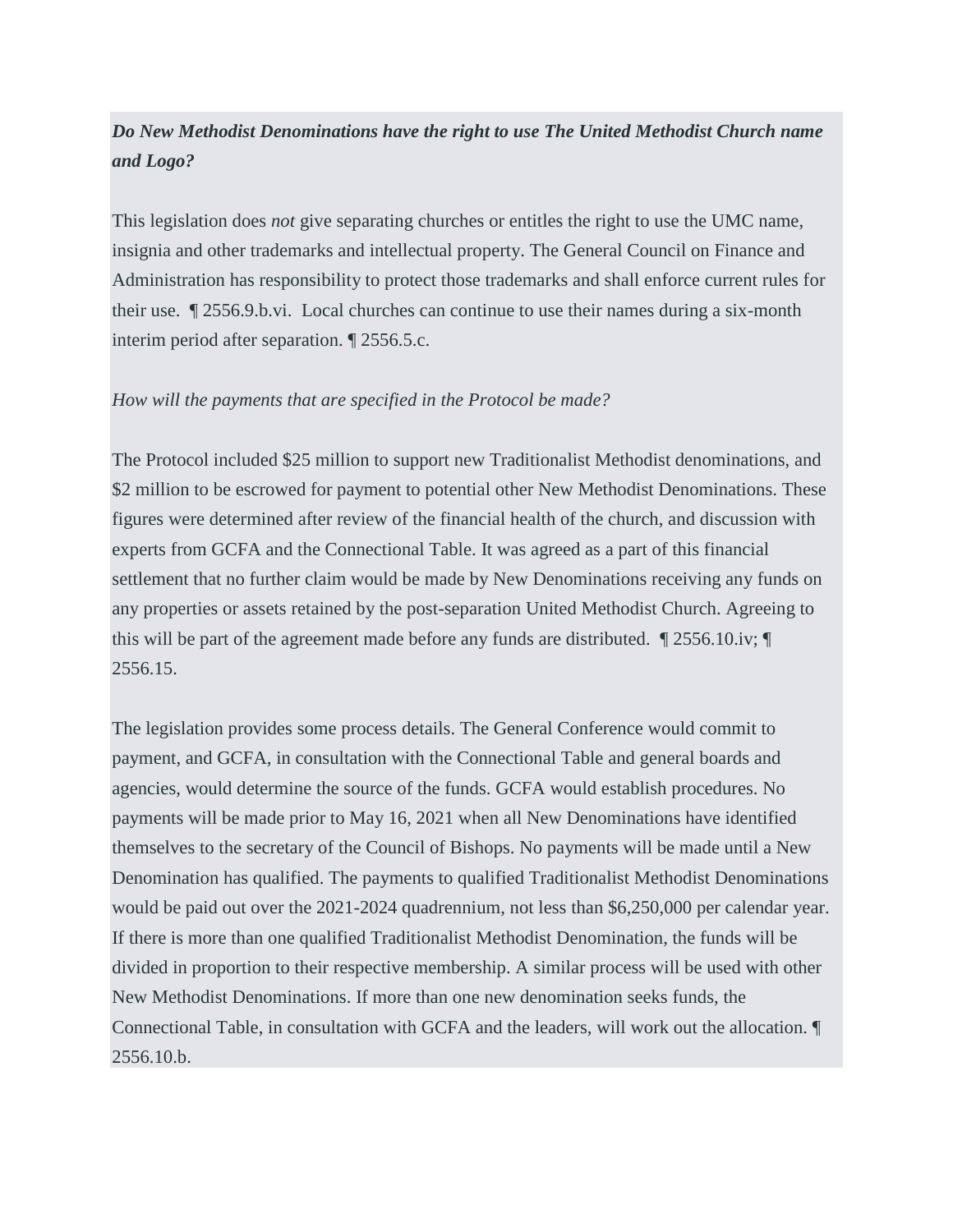***Do New Methodist Denominations have the right to use The United Methodist Church name and Logo?***

This legislation does *not* give separating churches or entitles the right to use the UMC name, insignia and other trademarks and intellectual property. The General Council on Finance and Administration has responsibility to protect those trademarks and shall enforce current rules for their use. ¶ 2556.9.b.vi. Local churches can continue to use their names during a six-month interim period after separation. ¶ 2556.5.c.

*How will the payments that are specified in the Protocol be made?*

The Protocol included $25 million to support new Traditionalist Methodist denominations, and $2 million to be escrowed for payment to potential other New Methodist Denominations. These figures were determined after review of the financial health of the church, and discussion with experts from GCFA and the Connectional Table. It was agreed as a part of this financial settlement that no further claim would be made by New Denominations receiving any funds on any properties or assets retained by the post-separation United Methodist Church. Agreeing to this will be part of the agreement made before any funds are distributed. ¶ 2556.10.iv; ¶ 2556.15.

The legislation provides some process details. The General Conference would commit to payment, and GCFA, in consultation with the Connectional Table and general boards and agencies, would determine the source of the funds. GCFA would establish procedures. No payments will be made prior to May 16, 2021 when all New Denominations have identified themselves to the secretary of the Council of Bishops. No payments will be made until a New Denomination has qualified. The payments to qualified Traditionalist Methodist Denominations would be paid out over the 2021-2024 quadrennium, not less than $6,250,000 per calendar year. If there is more than one qualified Traditionalist Methodist Denomination, the funds will be divided in proportion to their respective membership. A similar process will be used with other New Methodist Denominations. If more than one new denomination seeks funds, the Connectional Table, in consultation with GCFA and the leaders, will work out the allocation. ¶ 2556.10.b.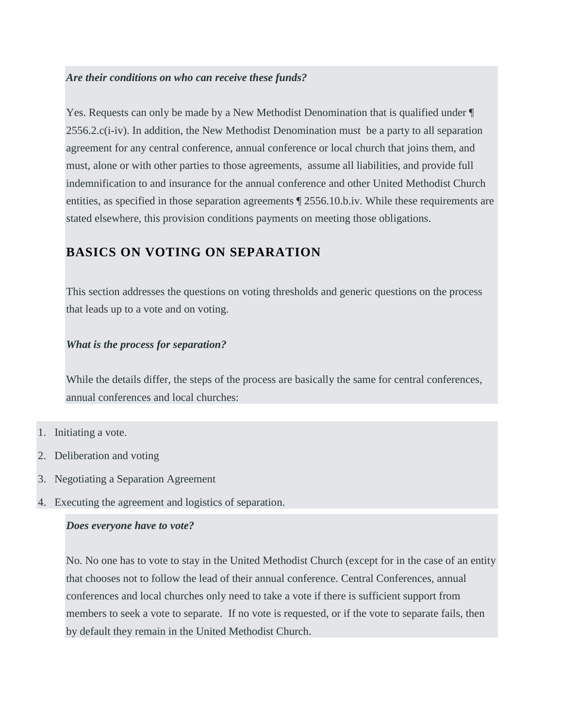***Are their conditions on who can receive these funds?***

Yes. Requests can only be made by a New Methodist Denomination that is qualified under ¶ 2556.2.c(i-iv). In addition, the New Methodist Denomination must be a party to all separation agreement for any central conference, annual conference or local church that joins them, and must, alone or with other parties to those agreements, assume all liabilities, and provide full indemnification to and insurance for the annual conference and other United Methodist Church entities, as specified in those separation agreements ¶ 2556.10.b.iv. While these requirements are stated elsewhere, this provision conditions payments on meeting those obligations.

## BASICS ON VOTING ON SEPARATION

This section addresses the questions on voting thresholds and generic questions on the process that leads up to a vote and on voting.

***What is the process for separation?***

While the details differ, the steps of the process are basically the same for central conferences, annual conferences and local churches:

1. Initiating a vote.
2. Deliberation and voting
3. Negotiating a Separation Agreement
4. Executing the agreement and logistics of separation.

***Does everyone have to vote?***

No. No one has to vote to stay in the United Methodist Church (except for in the case of an entity that chooses not to follow the lead of their annual conference. Central Conferences, annual conferences and local churches only need to take a vote if there is sufficient support from members to seek a vote to separate. If no vote is requested, or if the vote to separate fails, then by default they remain in the United Methodist Church.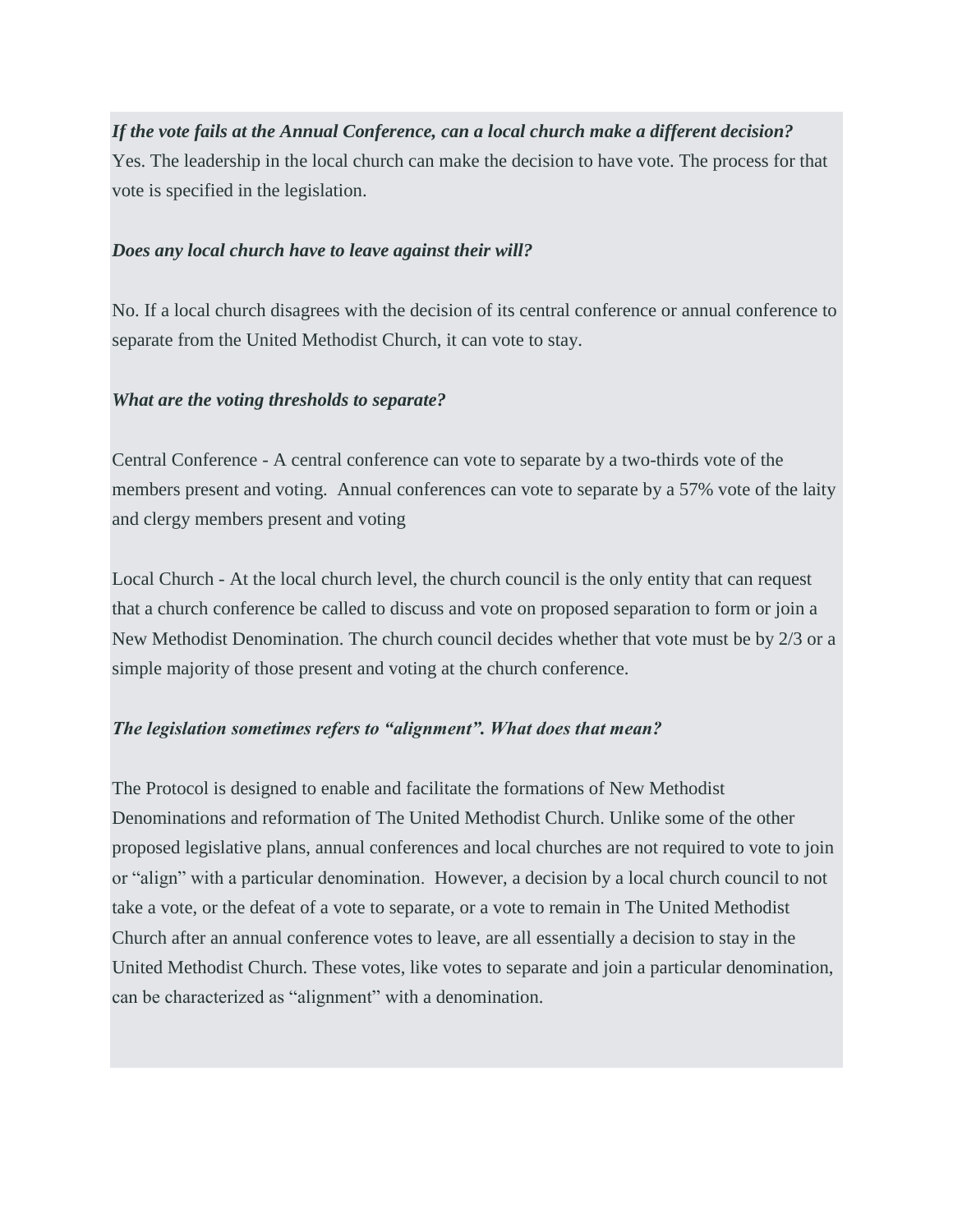***If the vote fails at the Annual Conference, can a local church make a different decision?***
Yes. The leadership in the local church can make the decision to have vote. The process for that vote is specified in the legislation.

***Does any local church have to leave against their will?***

No. If a local church disagrees with the decision of its central conference or annual conference to separate from the United Methodist Church, it can vote to stay.

***What are the voting thresholds to separate?***

Central Conference - A central conference can vote to separate by a two-thirds vote of the members present and voting. Annual conferences can vote to separate by a 57% vote of the laity and clergy members present and voting

Local Church - At the local church level, the church council is the only entity that can request that a church conference be called to discuss and vote on proposed separation to form or join a New Methodist Denomination. The church council decides whether that vote must be by 2/3 or a simple majority of those present and voting at the church conference.

***The legislation sometimes refers to "alignment". What does that mean?***

The Protocol is designed to enable and facilitate the formations of New Methodist Denominations and reformation of The United Methodist Church. Unlike some of the other proposed legislative plans, annual conferences and local churches are not required to vote to join or "align" with a particular denomination. However, a decision by a local church council to not take a vote, or the defeat of a vote to separate, or a vote to remain in The United Methodist Church after an annual conference votes to leave, are all essentially a decision to stay in the United Methodist Church. These votes, like votes to separate and join a particular denomination, can be characterized as "alignment" with a denomination.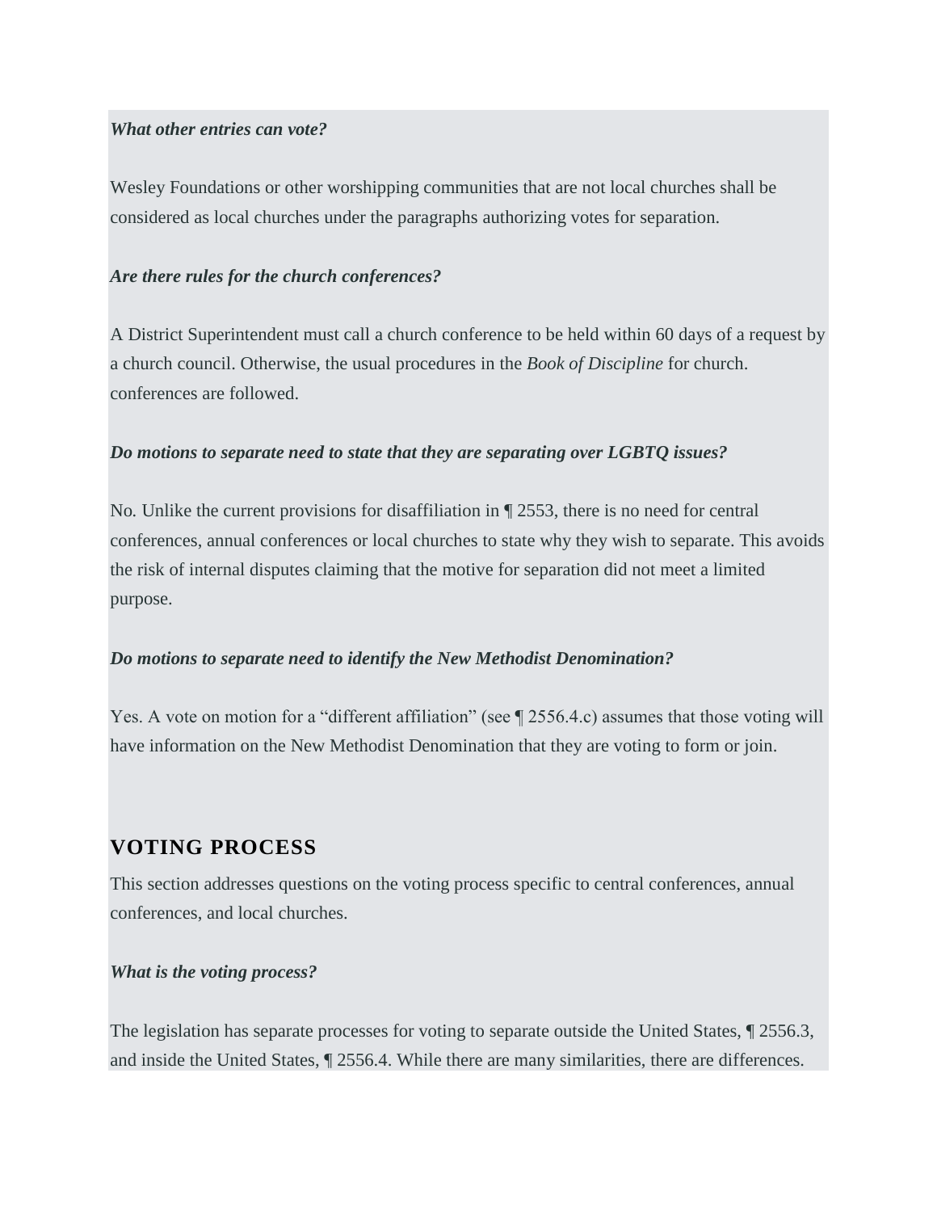***What other entries can vote?***

Wesley Foundations or other worshipping communities that are not local churches shall be considered as local churches under the paragraphs authorizing votes for separation.

***Are there rules for the church conferences?***

A District Superintendent must call a church conference to be held within 60 days of a request by a church council. Otherwise, the usual procedures in the *Book of Discipline* for church. conferences are followed.

***Do motions to separate need to state that they are separating over LGBTQ issues?***

No. Unlike the current provisions for disaffiliation in ¶ 2553, there is no need for central conferences, annual conferences or local churches to state why they wish to separate. This avoids the risk of internal disputes claiming that the motive for separation did not meet a limited purpose.

***Do motions to separate need to identify the New Methodist Denomination?***

Yes. A vote on motion for a "different affiliation" (see ¶ 2556.4.c) assumes that those voting will have information on the New Methodist Denomination that they are voting to form or join.

## VOTING PROCESS

This section addresses questions on the voting process specific to central conferences, annual conferences, and local churches.

***What is the voting process?***

The legislation has separate processes for voting to separate outside the United States, ¶ 2556.3, and inside the United States, ¶ 2556.4. While there are many similarities, there are differences.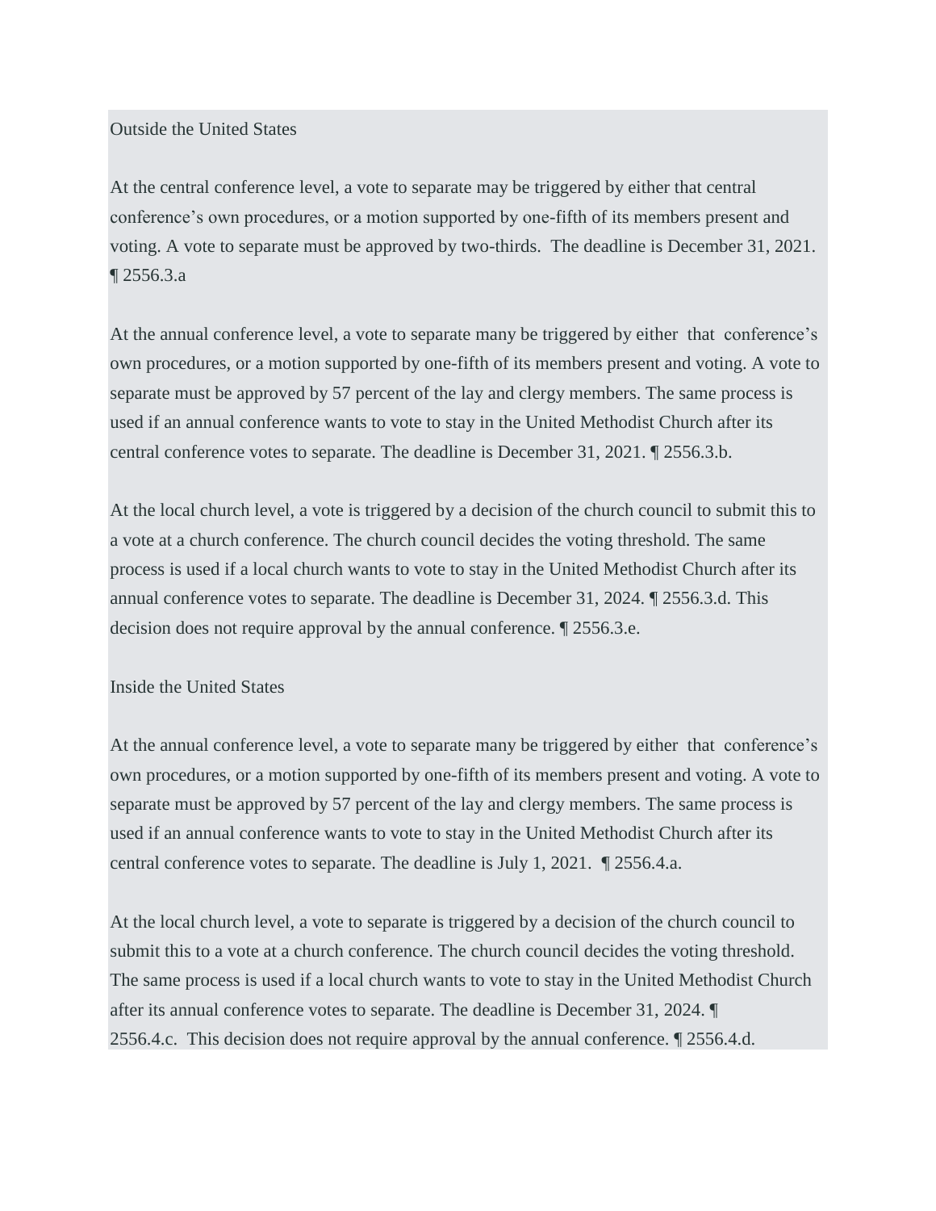Outside the United States

At the central conference level, a vote to separate may be triggered by either that central conference's own procedures, or a motion supported by one-fifth of its members present and voting. A vote to separate must be approved by two-thirds. The deadline is December 31, 2021. ¶ 2556.3.a

At the annual conference level, a vote to separate many be triggered by either that conference's own procedures, or a motion supported by one-fifth of its members present and voting. A vote to separate must be approved by 57 percent of the lay and clergy members. The same process is used if an annual conference wants to vote to stay in the United Methodist Church after its central conference votes to separate. The deadline is December 31, 2021. ¶ 2556.3.b.

At the local church level, a vote is triggered by a decision of the church council to submit this to a vote at a church conference. The church council decides the voting threshold. The same process is used if a local church wants to vote to stay in the United Methodist Church after its annual conference votes to separate. The deadline is December 31, 2024. ¶ 2556.3.d. This decision does not require approval by the annual conference. ¶ 2556.3.e.

Inside the United States

At the annual conference level, a vote to separate many be triggered by either that conference's own procedures, or a motion supported by one-fifth of its members present and voting. A vote to separate must be approved by 57 percent of the lay and clergy members. The same process is used if an annual conference wants to vote to stay in the United Methodist Church after its central conference votes to separate. The deadline is July 1, 2021. ¶ 2556.4.a.

At the local church level, a vote to separate is triggered by a decision of the church council to submit this to a vote at a church conference. The church council decides the voting threshold. The same process is used if a local church wants to vote to stay in the United Methodist Church after its annual conference votes to separate. The deadline is December 31, 2024. ¶ 2556.4.c. This decision does not require approval by the annual conference. ¶ 2556.4.d.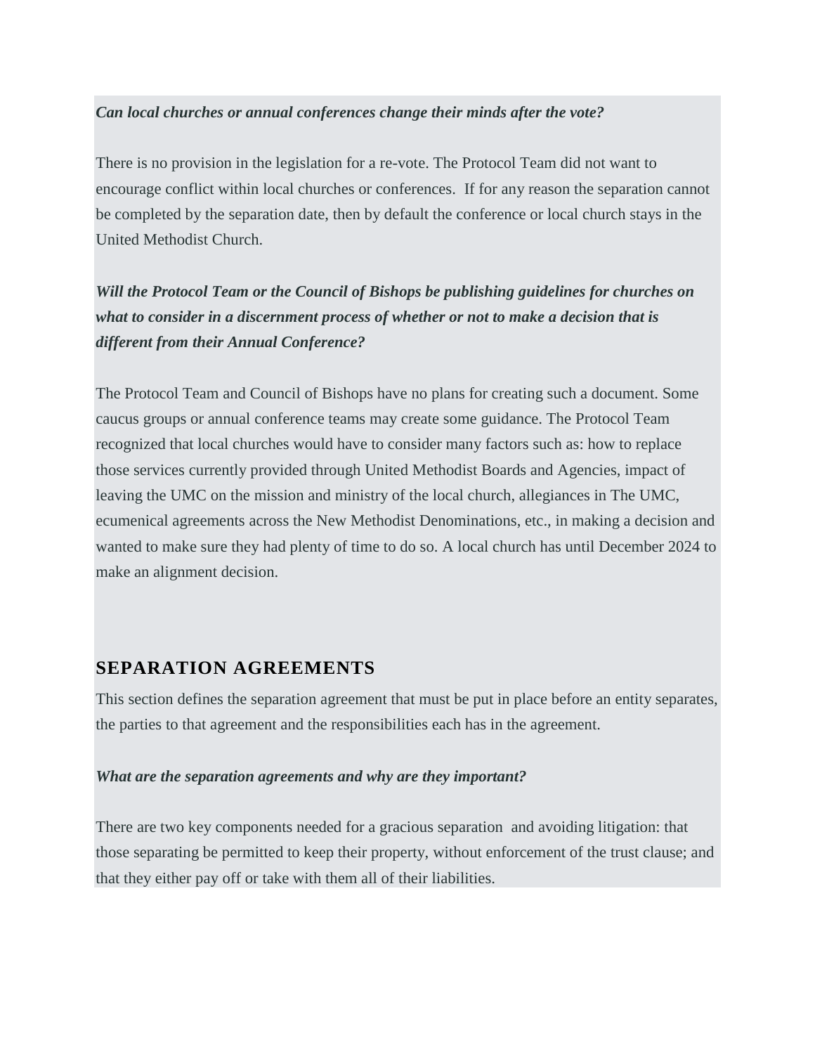***Can local churches or annual conferences change their minds after the vote?***

There is no provision in the legislation for a re-vote. The Protocol Team did not want to encourage conflict within local churches or conferences. If for any reason the separation cannot be completed by the separation date, then by default the conference or local church stays in the United Methodist Church.

***Will the Protocol Team or the Council of Bishops be publishing guidelines for churches on what to consider in a discernment process of whether or not to make a decision that is different from their Annual Conference?***

The Protocol Team and Council of Bishops have no plans for creating such a document. Some caucus groups or annual conference teams may create some guidance. The Protocol Team recognized that local churches would have to consider many factors such as: how to replace those services currently provided through United Methodist Boards and Agencies, impact of leaving the UMC on the mission and ministry of the local church, allegiances in The UMC, ecumenical agreements across the New Methodist Denominations, etc., in making a decision and wanted to make sure they had plenty of time to do so. A local church has until December 2024 to make an alignment decision.

## SEPARATION AGREEMENTS

This section defines the separation agreement that must be put in place before an entity separates, the parties to that agreement and the responsibilities each has in the agreement.

***What are the separation agreements and why are they important?***

There are two key components needed for a gracious separation and avoiding litigation: that those separating be permitted to keep their property, without enforcement of the trust clause; and that they either pay off or take with them all of their liabilities.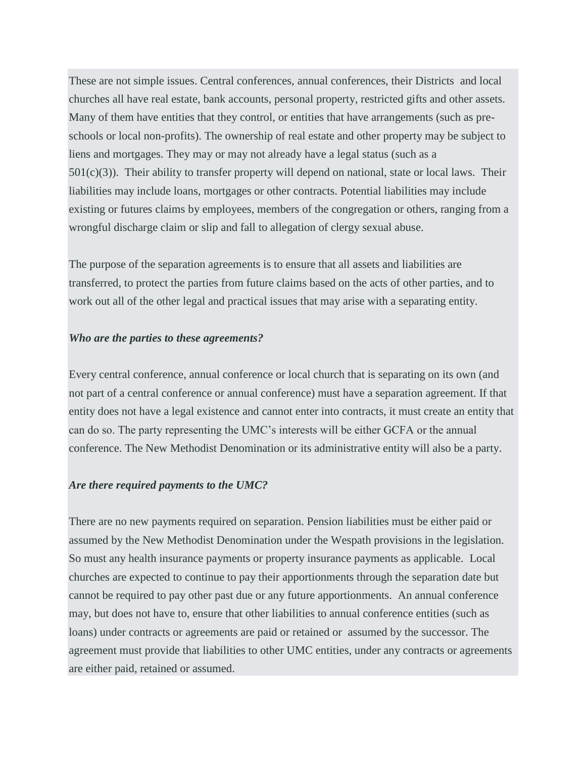These are not simple issues. Central conferences, annual conferences, their Districts and local churches all have real estate, bank accounts, personal property, restricted gifts and other assets. Many of them have entities that they control, or entities that have arrangements (such as pre-schools or local non-profits). The ownership of real estate and other property may be subject to liens and mortgages. They may or may not already have a legal status (such as a 501(c)(3)). Their ability to transfer property will depend on national, state or local laws. Their liabilities may include loans, mortgages or other contracts. Potential liabilities may include existing or futures claims by employees, members of the congregation or others, ranging from a wrongful discharge claim or slip and fall to allegation of clergy sexual abuse.

The purpose of the separation agreements is to ensure that all assets and liabilities are transferred, to protect the parties from future claims based on the acts of other parties, and to work out all of the other legal and practical issues that may arise with a separating entity.

***Who are the parties to these agreements?***

Every central conference, annual conference or local church that is separating on its own (and not part of a central conference or annual conference) must have a separation agreement. If that entity does not have a legal existence and cannot enter into contracts, it must create an entity that can do so. The party representing the UMC's interests will be either GCFA or the annual conference. The New Methodist Denomination or its administrative entity will also be a party.

***Are there required payments to the UMC?***

There are no new payments required on separation. Pension liabilities must be either paid or assumed by the New Methodist Denomination under the Wespath provisions in the legislation. So must any health insurance payments or property insurance payments as applicable. Local churches are expected to continue to pay their apportionments through the separation date but cannot be required to pay other past due or any future apportionments. An annual conference may, but does not have to, ensure that other liabilities to annual conference entities (such as loans) under contracts or agreements are paid or retained or assumed by the successor. The agreement must provide that liabilities to other UMC entities, under any contracts or agreements are either paid, retained or assumed.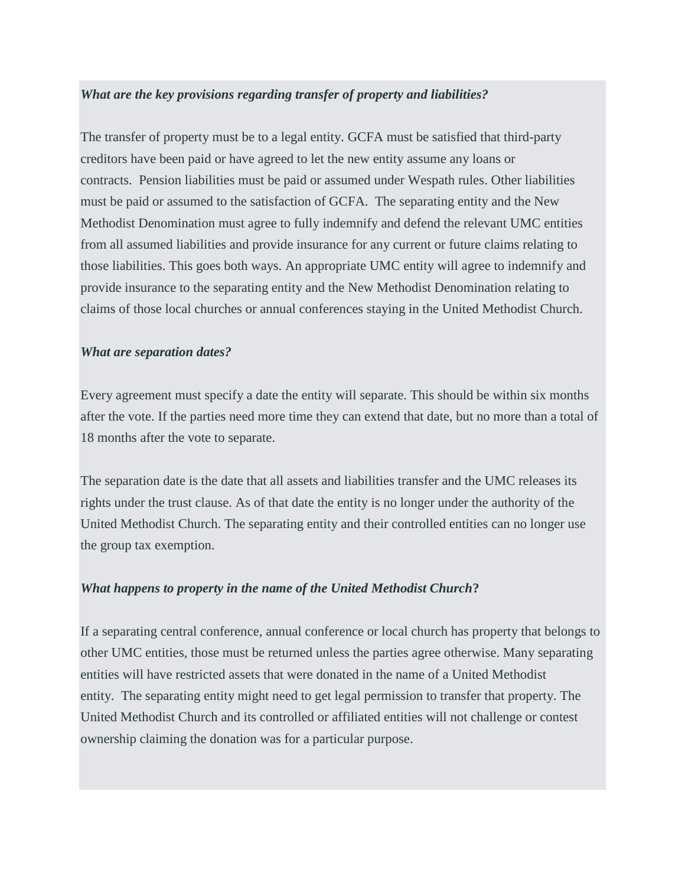***What are the key provisions regarding transfer of property and liabilities?***

The transfer of property must be to a legal entity. GCFA must be satisfied that third-party creditors have been paid or have agreed to let the new entity assume any loans or contracts. Pension liabilities must be paid or assumed under Wespath rules. Other liabilities must be paid or assumed to the satisfaction of GCFA. The separating entity and the New Methodist Denomination must agree to fully indemnify and defend the relevant UMC entities from all assumed liabilities and provide insurance for any current or future claims relating to those liabilities. This goes both ways. An appropriate UMC entity will agree to indemnify and provide insurance to the separating entity and the New Methodist Denomination relating to claims of those local churches or annual conferences staying in the United Methodist Church.

***What are separation dates?***

Every agreement must specify a date the entity will separate. This should be within six months after the vote. If the parties need more time they can extend that date, but no more than a total of 18 months after the vote to separate.

The separation date is the date that all assets and liabilities transfer and the UMC releases its rights under the trust clause. As of that date the entity is no longer under the authority of the United Methodist Church. The separating entity and their controlled entities can no longer use the group tax exemption.

***What happens to property in the name of the United Methodist Church*?**

If a separating central conference, annual conference or local church has property that belongs to other UMC entities, those must be returned unless the parties agree otherwise. Many separating entities will have restricted assets that were donated in the name of a United Methodist entity. The separating entity might need to get legal permission to transfer that property. The United Methodist Church and its controlled or affiliated entities will not challenge or contest ownership claiming the donation was for a particular purpose.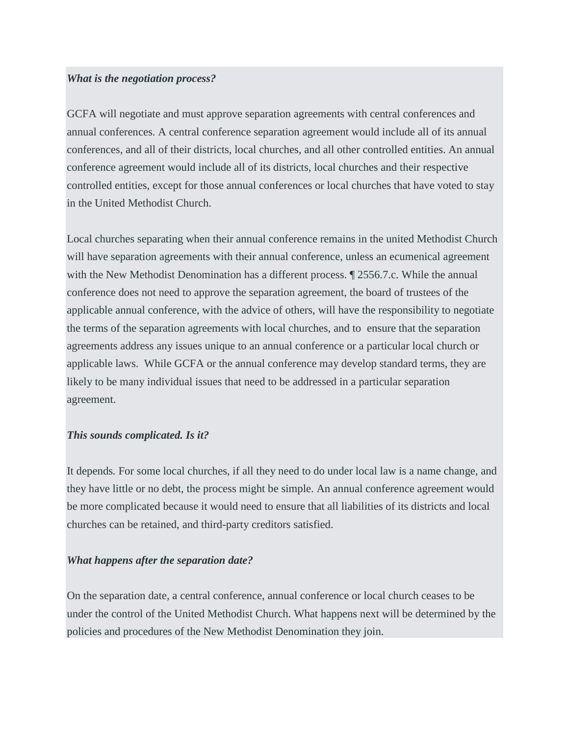***What is the negotiation process?***

GCFA will negotiate and must approve separation agreements with central conferences and annual conferences. A central conference separation agreement would include all of its annual conferences, and all of their districts, local churches, and all other controlled entities. An annual conference agreement would include all of its districts, local churches and their respective controlled entities, except for those annual conferences or local churches that have voted to stay in the United Methodist Church.

Local churches separating when their annual conference remains in the united Methodist Church will have separation agreements with their annual conference, unless an ecumenical agreement with the New Methodist Denomination has a different process. ¶ 2556.7.c. While the annual conference does not need to approve the separation agreement, the board of trustees of the applicable annual conference, with the advice of others, will have the responsibility to negotiate the terms of the separation agreements with local churches, and to ensure that the separation agreements address any issues unique to an annual conference or a particular local church or applicable laws. While GCFA or the annual conference may develop standard terms, they are likely to be many individual issues that need to be addressed in a particular separation agreement.

***This sounds complicated. Is it?***

It depends. For some local churches, if all they need to do under local law is a name change, and they have little or no debt, the process might be simple. An annual conference agreement would be more complicated because it would need to ensure that all liabilities of its districts and local churches can be retained, and third-party creditors satisfied.

***What happens after the separation date?***

On the separation date, a central conference, annual conference or local church ceases to be under the control of the United Methodist Church. What happens next will be determined by the policies and procedures of the New Methodist Denomination they join.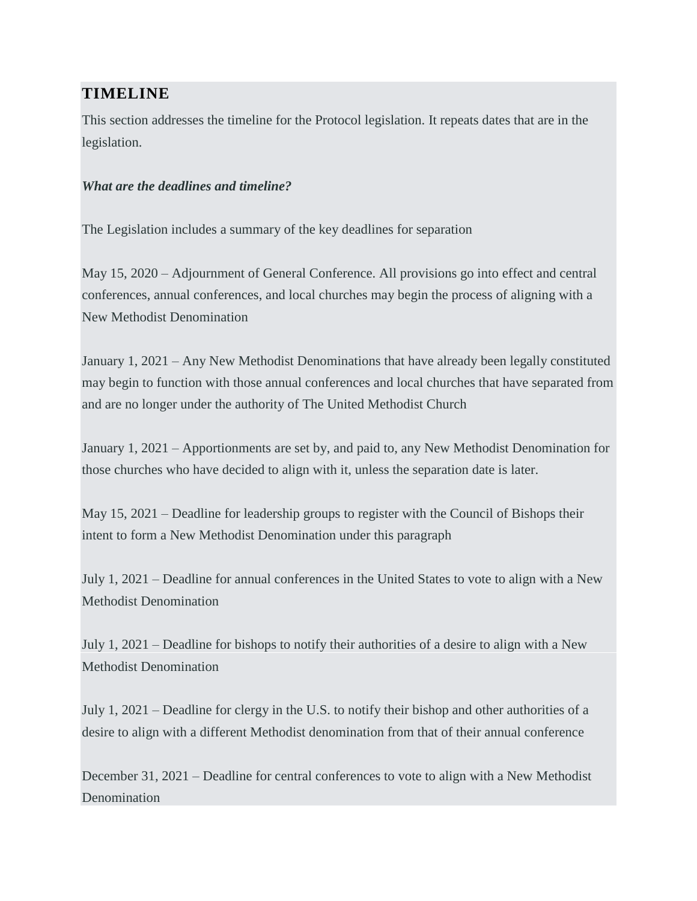## TIMELINE

This section addresses the timeline for the Protocol legislation. It repeats dates that are in the legislation.

***What are the deadlines and timeline?***

The Legislation includes a summary of the key deadlines for separation

May 15, 2020 – Adjournment of General Conference. All provisions go into effect and central conferences, annual conferences, and local churches may begin the process of aligning with a New Methodist Denomination

January 1, 2021 – Any New Methodist Denominations that have already been legally constituted may begin to function with those annual conferences and local churches that have separated from and are no longer under the authority of The United Methodist Church

January 1, 2021 – Apportionments are set by, and paid to, any New Methodist Denomination for those churches who have decided to align with it, unless the separation date is later.

May 15, 2021 – Deadline for leadership groups to register with the Council of Bishops their intent to form a New Methodist Denomination under this paragraph

July 1, 2021 – Deadline for annual conferences in the United States to vote to align with a New Methodist Denomination

July 1, 2021 – Deadline for bishops to notify their authorities of a desire to align with a New Methodist Denomination

July 1, 2021 – Deadline for clergy in the U.S. to notify their bishop and other authorities of a desire to align with a different Methodist denomination from that of their annual conference

December 31, 2021 – Deadline for central conferences to vote to align with a New Methodist Denomination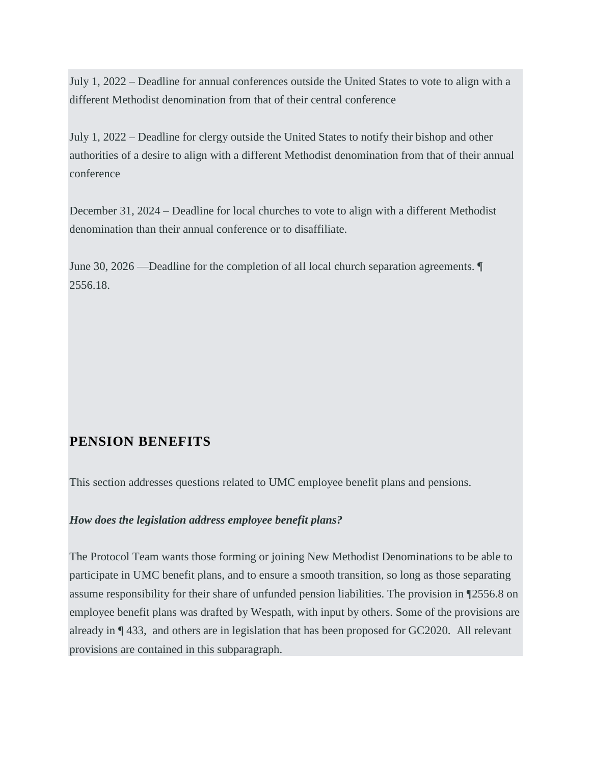July 1, 2022 – Deadline for annual conferences outside the United States to vote to align with a different Methodist denomination from that of their central conference

July 1, 2022 – Deadline for clergy outside the United States to notify their bishop and other authorities of a desire to align with a different Methodist denomination from that of their annual conference

December 31, 2024 – Deadline for local churches to vote to align with a different Methodist denomination than their annual conference or to disaffiliate.

June 30, 2026 —Deadline for the completion of all local church separation agreements. ¶ 2556.18.

## PENSION BENEFITS

This section addresses questions related to UMC employee benefit plans and pensions.

***How does the legislation address employee benefit plans?***

The Protocol Team wants those forming or joining New Methodist Denominations to be able to participate in UMC benefit plans, and to ensure a smooth transition, so long as those separating assume responsibility for their share of unfunded pension liabilities. The provision in ¶2556.8 on employee benefit plans was drafted by Wespath, with input by others. Some of the provisions are already in ¶ 433, and others are in legislation that has been proposed for GC2020. All relevant provisions are contained in this subparagraph.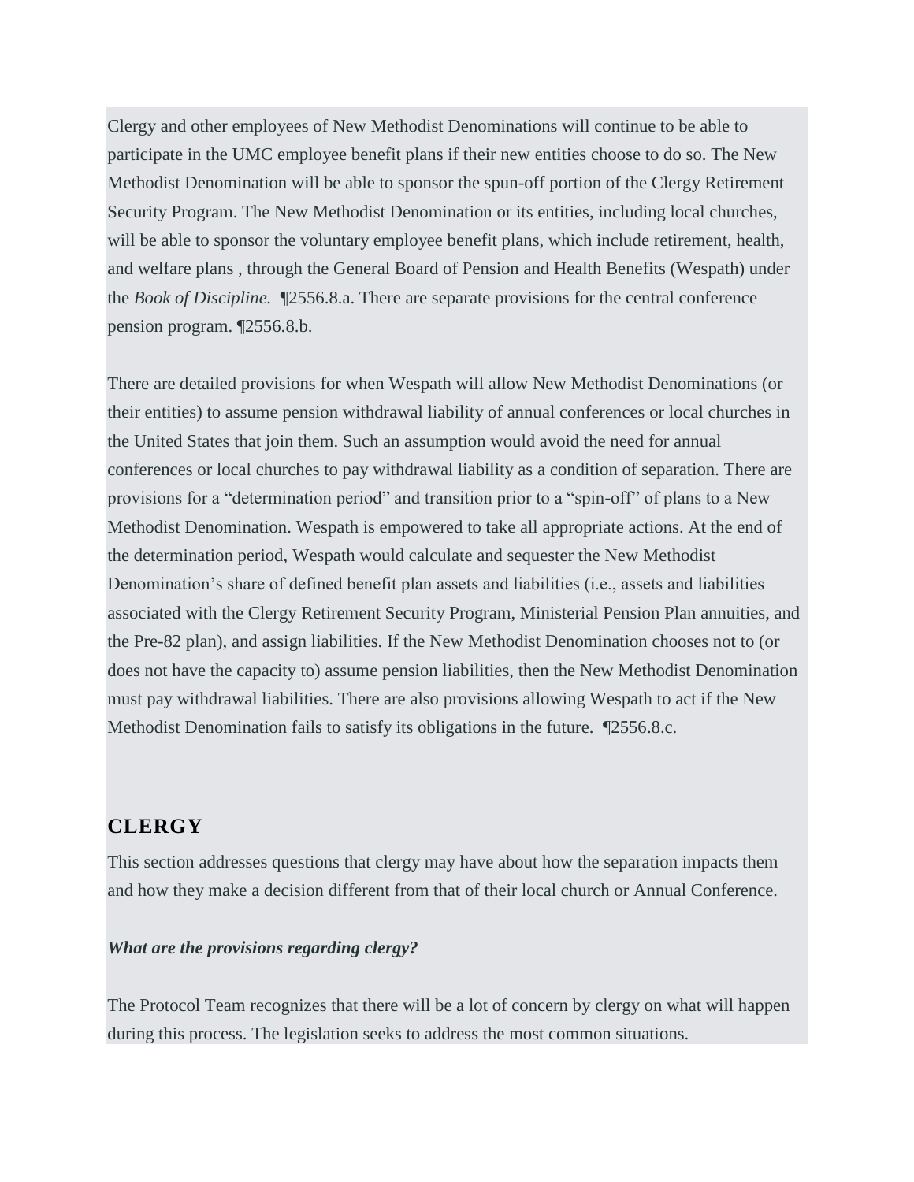Clergy and other employees of New Methodist Denominations will continue to be able to participate in the UMC employee benefit plans if their new entities choose to do so. The New Methodist Denomination will be able to sponsor the spun-off portion of the Clergy Retirement Security Program. The New Methodist Denomination or its entities, including local churches, will be able to sponsor the voluntary employee benefit plans, which include retirement, health, and welfare plans , through the General Board of Pension and Health Benefits (Wespath) under the *Book of Discipline.* ¶2556.8.a. There are separate provisions for the central conference pension program. ¶2556.8.b.

There are detailed provisions for when Wespath will allow New Methodist Denominations (or their entities) to assume pension withdrawal liability of annual conferences or local churches in the United States that join them. Such an assumption would avoid the need for annual conferences or local churches to pay withdrawal liability as a condition of separation. There are provisions for a "determination period" and transition prior to a "spin-off" of plans to a New Methodist Denomination. Wespath is empowered to take all appropriate actions. At the end of the determination period, Wespath would calculate and sequester the New Methodist Denomination's share of defined benefit plan assets and liabilities (i.e., assets and liabilities associated with the Clergy Retirement Security Program, Ministerial Pension Plan annuities, and the Pre-82 plan), and assign liabilities. If the New Methodist Denomination chooses not to (or does not have the capacity to) assume pension liabilities, then the New Methodist Denomination must pay withdrawal liabilities. There are also provisions allowing Wespath to act if the New Methodist Denomination fails to satisfy its obligations in the future. ¶2556.8.c.

## CLERGY

This section addresses questions that clergy may have about how the separation impacts them and how they make a decision different from that of their local church or Annual Conference.

***What are the provisions regarding clergy?***

The Protocol Team recognizes that there will be a lot of concern by clergy on what will happen during this process. The legislation seeks to address the most common situations.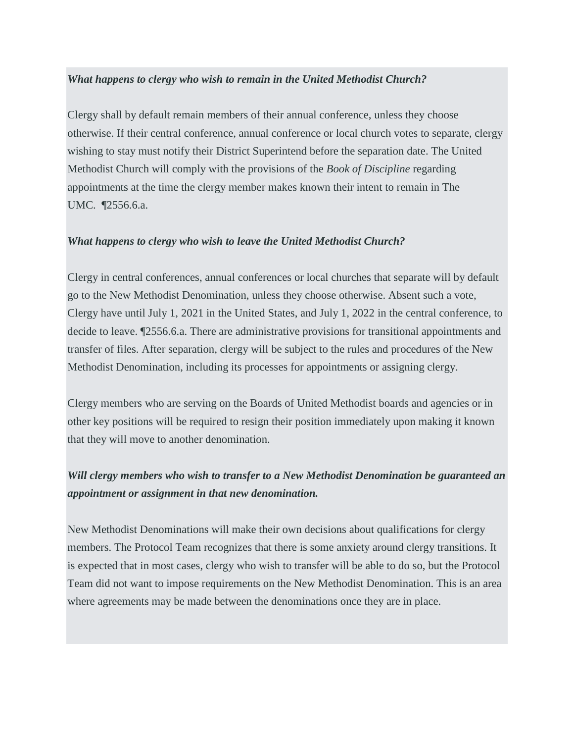***What happens to clergy who wish to remain in the United Methodist Church?***

Clergy shall by default remain members of their annual conference, unless they choose otherwise. If their central conference, annual conference or local church votes to separate, clergy wishing to stay must notify their District Superintend before the separation date. The United Methodist Church will comply with the provisions of the *Book of Discipline* regarding appointments at the time the clergy member makes known their intent to remain in The UMC. ¶2556.6.a.

***What happens to clergy who wish to leave the United Methodist Church?***

Clergy in central conferences, annual conferences or local churches that separate will by default go to the New Methodist Denomination, unless they choose otherwise. Absent such a vote, Clergy have until July 1, 2021 in the United States, and July 1, 2022 in the central conference, to decide to leave. ¶2556.6.a. There are administrative provisions for transitional appointments and transfer of files. After separation, clergy will be subject to the rules and procedures of the New Methodist Denomination, including its processes for appointments or assigning clergy.

Clergy members who are serving on the Boards of United Methodist boards and agencies or in other key positions will be required to resign their position immediately upon making it known that they will move to another denomination.

***Will clergy members who wish to transfer to a New Methodist Denomination be guaranteed an appointment or assignment in that new denomination.***

New Methodist Denominations will make their own decisions about qualifications for clergy members. The Protocol Team recognizes that there is some anxiety around clergy transitions. It is expected that in most cases, clergy who wish to transfer will be able to do so, but the Protocol Team did not want to impose requirements on the New Methodist Denomination. This is an area where agreements may be made between the denominations once they are in place.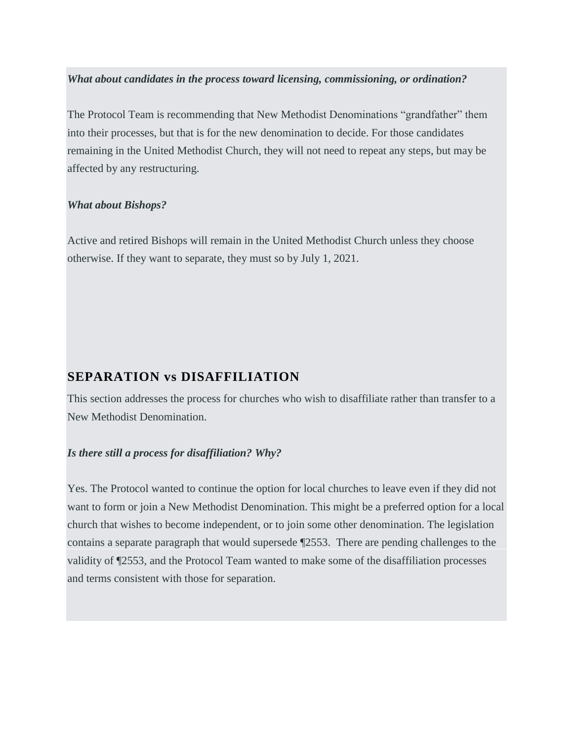***What about candidates in the process toward licensing, commissioning, or ordination?***

The Protocol Team is recommending that New Methodist Denominations "grandfather" them into their processes, but that is for the new denomination to decide. For those candidates remaining in the United Methodist Church, they will not need to repeat any steps, but may be affected by any restructuring.

***What about Bishops?***

Active and retired Bishops will remain in the United Methodist Church unless they choose otherwise. If they want to separate, they must so by July 1, 2021.

## SEPARATION vs DISAFFILIATION

This section addresses the process for churches who wish to disaffiliate rather than transfer to a New Methodist Denomination.

***Is there still a process for disaffiliation? Why?***

Yes. The Protocol wanted to continue the option for local churches to leave even if they did not want to form or join a New Methodist Denomination. This might be a preferred option for a local church that wishes to become independent, or to join some other denomination. The legislation contains a separate paragraph that would supersede ¶2553. There are pending challenges to the validity of ¶2553, and the Protocol Team wanted to make some of the disaffiliation processes and terms consistent with those for separation.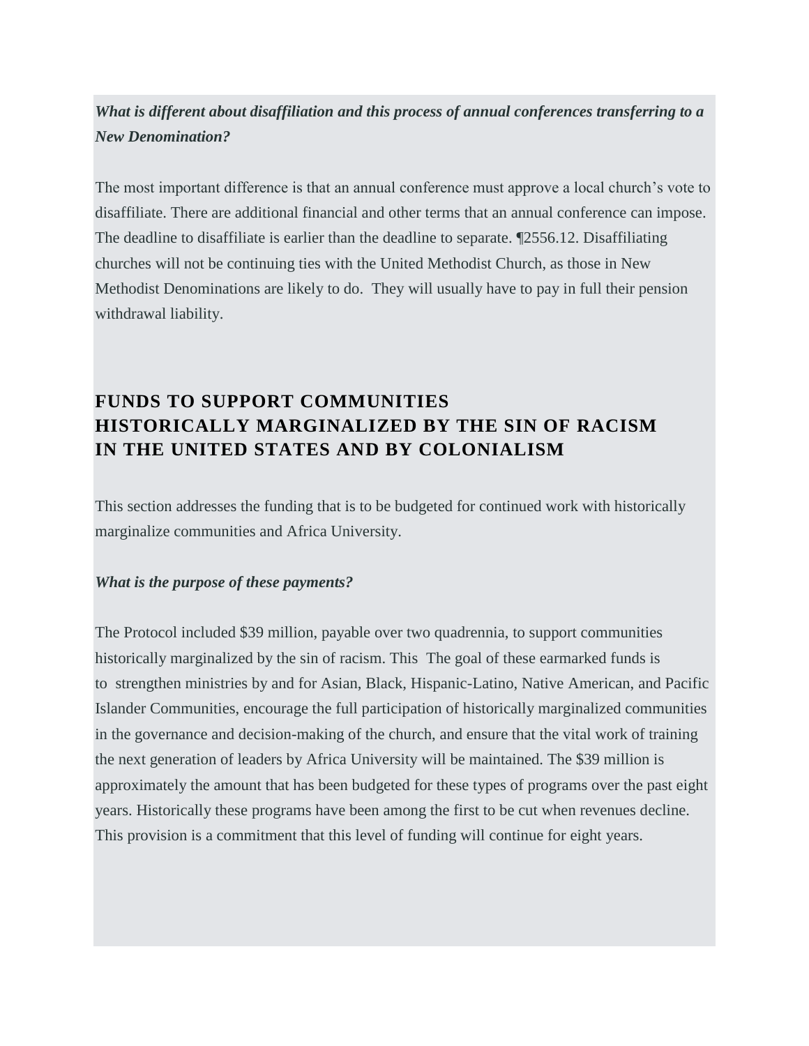***What is different about disaffiliation and this process of annual conferences transferring to a New Denomination?***

The most important difference is that an annual conference must approve a local church's vote to disaffiliate. There are additional financial and other terms that an annual conference can impose. The deadline to disaffiliate is earlier than the deadline to separate. ¶2556.12. Disaffiliating churches will not be continuing ties with the United Methodist Church, as those in New Methodist Denominations are likely to do.  They will usually have to pay in full their pension withdrawal liability.

## FUNDS TO SUPPORT COMMUNITIES HISTORICALLY MARGINALIZED BY THE SIN OF RACISM IN THE UNITED STATES AND BY COLONIALISM

This section addresses the funding that is to be budgeted for continued work with historically marginalize communities and Africa University.

***What is the purpose of these payments?***

The Protocol included $39 million, payable over two quadrennia, to support communities historically marginalized by the sin of racism. This  The goal of these earmarked funds is to  strengthen ministries by and for Asian, Black, Hispanic-Latino, Native American, and Pacific Islander Communities, encourage the full participation of historically marginalized communities in the governance and decision-making of the church, and ensure that the vital work of training the next generation of leaders by Africa University will be maintained. The $39 million is approximately the amount that has been budgeted for these types of programs over the past eight years. Historically these programs have been among the first to be cut when revenues decline. This provision is a commitment that this level of funding will continue for eight years.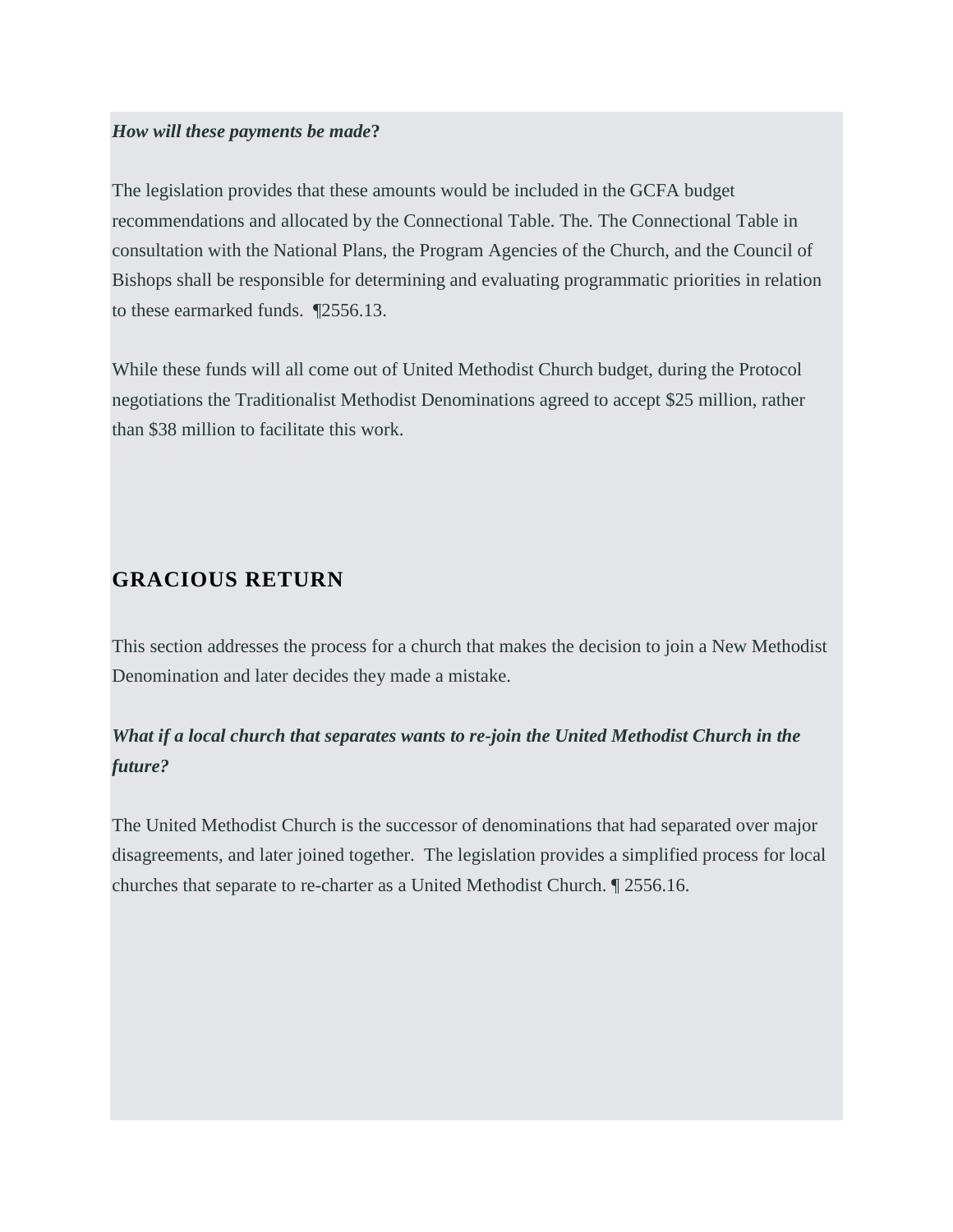***How will these payments be made*?**

The legislation provides that these amounts would be included in the GCFA budget recommendations and allocated by the Connectional Table. The. The Connectional Table in consultation with the National Plans, the Program Agencies of the Church, and the Council of Bishops shall be responsible for determining and evaluating programmatic priorities in relation to these earmarked funds. ¶2556.13.

While these funds will all come out of United Methodist Church budget, during the Protocol negotiations the Traditionalist Methodist Denominations agreed to accept $25 million, rather than $38 million to facilitate this work.

## GRACIOUS RETURN

This section addresses the process for a church that makes the decision to join a New Methodist Denomination and later decides they made a mistake.

***What if a local church that separates wants to re-join the United Methodist Church in the future?***

The United Methodist Church is the successor of denominations that had separated over major disagreements, and later joined together. The legislation provides a simplified process for local churches that separate to re-charter as a United Methodist Church. ¶ 2556.16.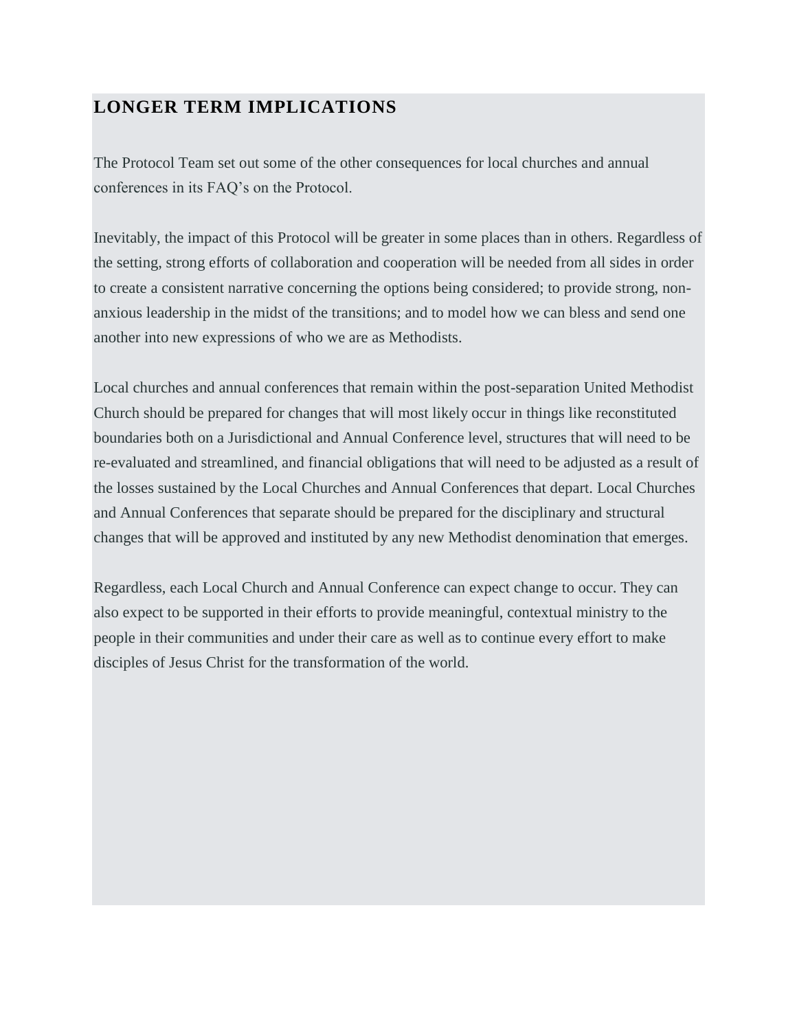## LONGER TERM IMPLICATIONS

The Protocol Team set out some of the other consequences for local churches and annual conferences in its FAQ's on the Protocol.

Inevitably, the impact of this Protocol will be greater in some places than in others. Regardless of the setting, strong efforts of collaboration and cooperation will be needed from all sides in order to create a consistent narrative concerning the options being considered; to provide strong, non-anxious leadership in the midst of the transitions; and to model how we can bless and send one another into new expressions of who we are as Methodists.

Local churches and annual conferences that remain within the post-separation United Methodist Church should be prepared for changes that will most likely occur in things like reconstituted boundaries both on a Jurisdictional and Annual Conference level, structures that will need to be re-evaluated and streamlined, and financial obligations that will need to be adjusted as a result of the losses sustained by the Local Churches and Annual Conferences that depart. Local Churches and Annual Conferences that separate should be prepared for the disciplinary and structural changes that will be approved and instituted by any new Methodist denomination that emerges.

Regardless, each Local Church and Annual Conference can expect change to occur. They can also expect to be supported in their efforts to provide meaningful, contextual ministry to the people in their communities and under their care as well as to continue every effort to make disciples of Jesus Christ for the transformation of the world.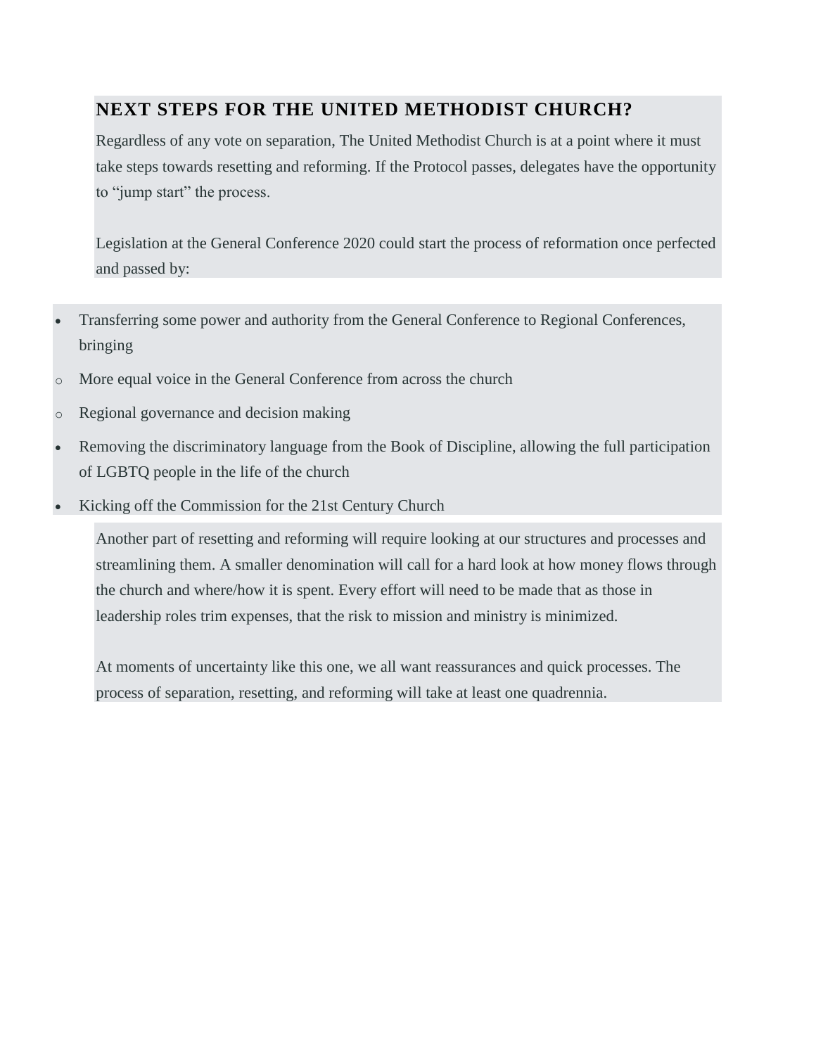## NEXT STEPS FOR THE UNITED METHODIST CHURCH?

Regardless of any vote on separation, The United Methodist Church is at a point where it must take steps towards resetting and reforming. If the Protocol passes, delegates have the opportunity to "jump start" the process.

Legislation at the General Conference 2020 could start the process of reformation once perfected and passed by:

- Transferring some power and authority from the General Conference to Regional Conferences, bringing
    - More equal voice in the General Conference from across the church
    - Regional governance and decision making
- Removing the discriminatory language from the Book of Discipline, allowing the full participation of LGBTQ people in the life of the church
- Kicking off the Commission for the 21st Century Church

Another part of resetting and reforming will require looking at our structures and processes and streamlining them. A smaller denomination will call for a hard look at how money flows through the church and where/how it is spent. Every effort will need to be made that as those in leadership roles trim expenses, that the risk to mission and ministry is minimized.

At moments of uncertainty like this one, we all want reassurances and quick processes. The process of separation, resetting, and reforming will take at least one quadrennia.